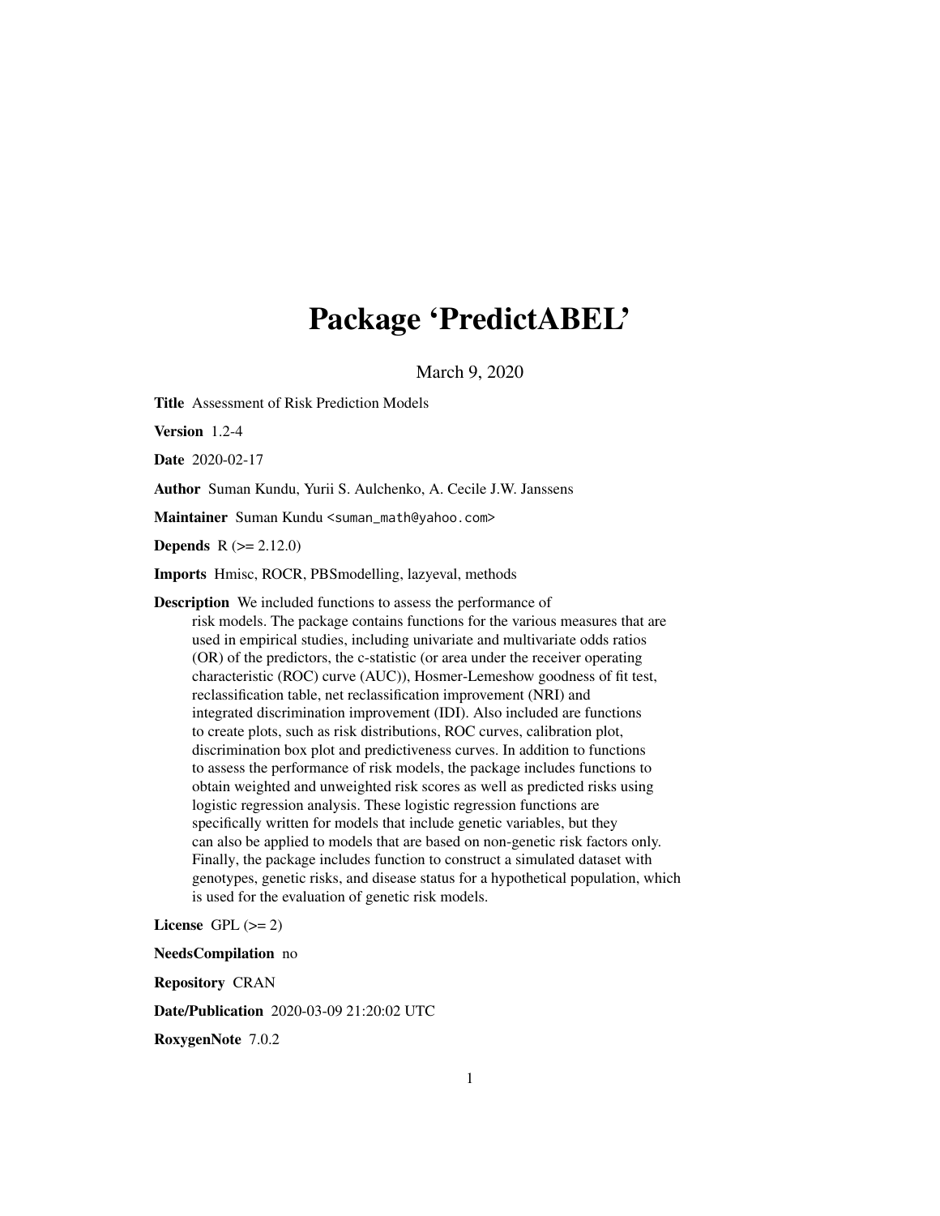# Package 'PredictABEL'

March 9, 2020

**Title** Assessment of Risk Prediction Models

**Version** 1.2-4

**Date** 2020-02-17

**Author** Suman Kundu, Yurii S. Aulchenko, A. Cecile J.W. Janssens

**Maintainer** Suman Kundu <suman_math@yahoo.com>

**Depends** R (>= 2.12.0)

**Imports** Hmisc, ROCR, PBSmodelling, lazyeval, methods

**Description** We included functions to assess the performance of risk models. The package contains functions for the various measures that are used in empirical studies, including univariate and multivariate odds ratios (OR) of the predictors, the c-statistic (or area under the receiver operating characteristic (ROC) curve (AUC)), Hosmer-Lemeshow goodness of fit test, reclassification table, net reclassification improvement (NRI) and integrated discrimination improvement (IDI). Also included are functions to create plots, such as risk distributions, ROC curves, calibration plot, discrimination box plot and predictiveness curves. In addition to functions to assess the performance of risk models, the package includes functions to obtain weighted and unweighted risk scores as well as predicted risks using logistic regression analysis. These logistic regression functions are specifically written for models that include genetic variables, but they can also be applied to models that are based on non-genetic risk factors only. Finally, the package includes function to construct a simulated dataset with genotypes, genetic risks, and disease status for a hypothetical population, which is used for the evaluation of genetic risk models.

**License** GPL (>= 2)

**NeedsCompilation** no

**Repository** CRAN

**Date/Publication** 2020-03-09 21:20:02 UTC

**RoxygenNote** 7.0.2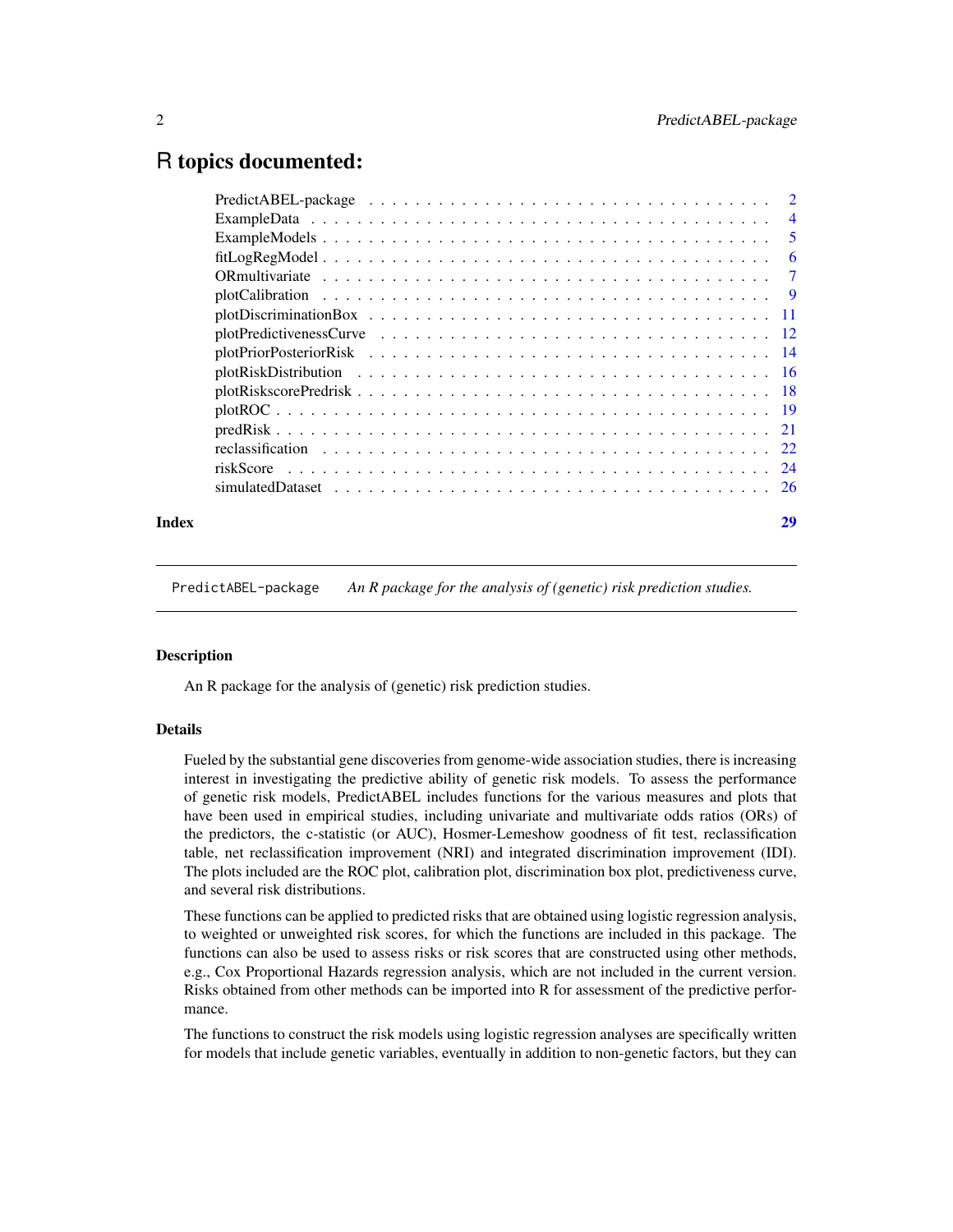# R topics documented:

| | |
|---|---|
| PredictABEL-package | 2 |
| ExampleData | 4 |
| ExampleModels | 5 |
| fitLogRegModel | 6 |
| ORmultivariate | 7 |
| plotCalibration | 9 |
| plotDiscriminationBox | 11 |
| plotPredictivenessCurve | 12 |
| plotPriorPosteriorRisk | 14 |
| plotRiskDistribution | 16 |
| plotRiskscorePredrisk | 18 |
| plotROC | 19 |
| predRisk | 21 |
| reclassification | 22 |
| riskScore | 24 |
| simulatedDataset | 26 |
| **Index** | **29** |

---

PredictABEL-package *An R package for the analysis of (genetic) risk prediction studies.*

---

## Description

An R package for the analysis of (genetic) risk prediction studies.

## Details

Fueled by the substantial gene discoveries from genome-wide association studies, there is increasing interest in investigating the predictive ability of genetic risk models. To assess the performance of genetic risk models, PredictABEL includes functions for the various measures and plots that have been used in empirical studies, including univariate and multivariate odds ratios (ORs) of the predictors, the c-statistic (or AUC), Hosmer-Lemeshow goodness of fit test, reclassification table, net reclassification improvement (NRI) and integrated discrimination improvement (IDI). The plots included are the ROC plot, calibration plot, discrimination box plot, predictiveness curve, and several risk distributions.

These functions can be applied to predicted risks that are obtained using logistic regression analysis, to weighted or unweighted risk scores, for which the functions are included in this package. The functions can also be used to assess risks or risk scores that are constructed using other methods, e.g., Cox Proportional Hazards regression analysis, which are not included in the current version. Risks obtained from other methods can be imported into R for assessment of the predictive performance.

The functions to construct the risk models using logistic regression analyses are specifically written for models that include genetic variables, eventually in addition to non-genetic factors, but they can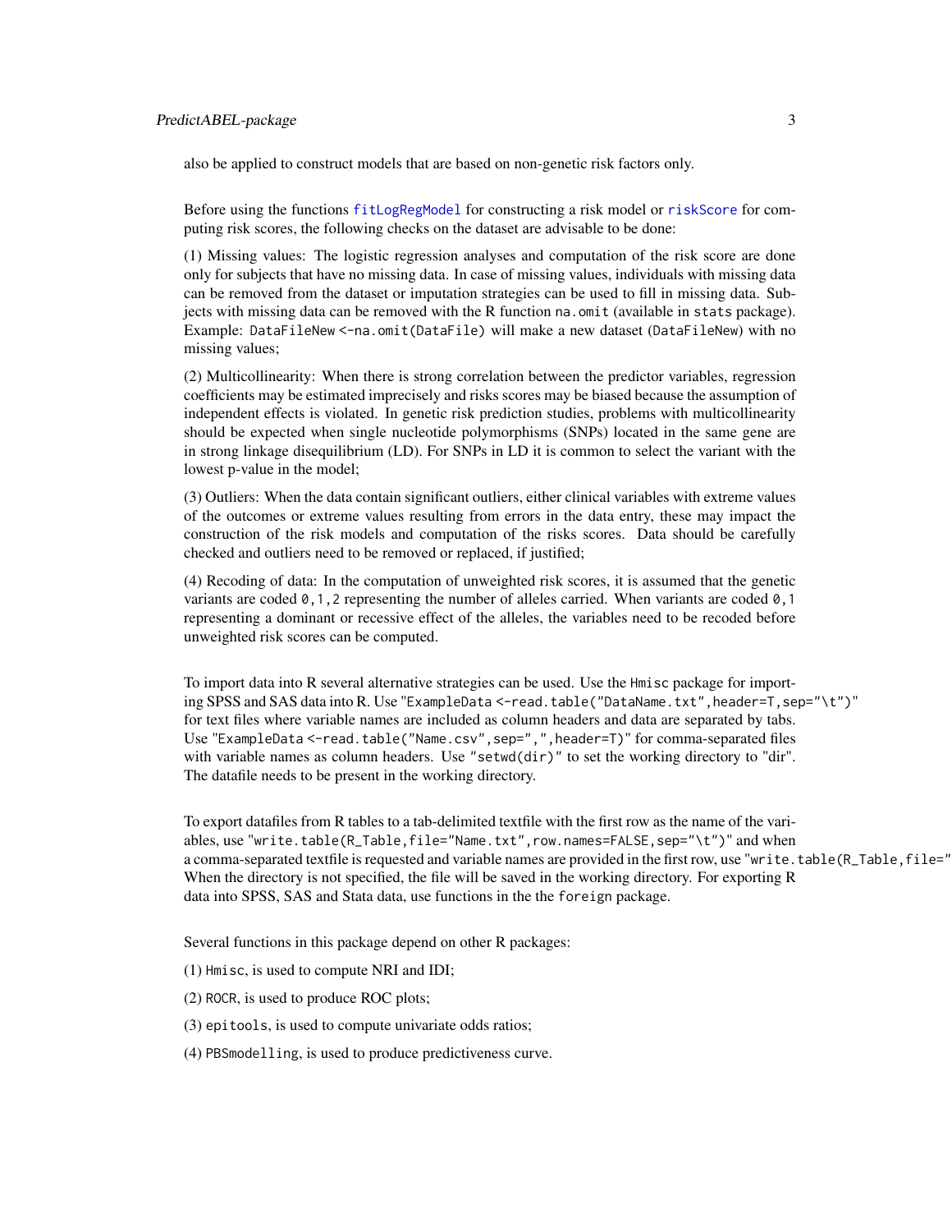also be applied to construct models that are based on non-genetic risk factors only.

Before using the functions `fitLogRegModel` for constructing a risk model or `riskScore` for computing risk scores, the following checks on the dataset are advisable to be done:

(1) Missing values: The logistic regression analyses and computation of the risk score are done only for subjects that have no missing data. In case of missing values, individuals with missing data can be removed from the dataset or imputation strategies can be used to fill in missing data. Subjects with missing data can be removed with the R function `na.omit` (available in `stats` package). Example: `DataFileNew <-na.omit(DataFile)` will make a new dataset (`DataFileNew`) with no missing values;

(2) Multicollinearity: When there is strong correlation between the predictor variables, regression coefficients may be estimated imprecisely and risks scores may be biased because the assumption of independent effects is violated. In genetic risk prediction studies, problems with multicollinearity should be expected when single nucleotide polymorphisms (SNPs) located in the same gene are in strong linkage disequilibrium (LD). For SNPs in LD it is common to select the variant with the lowest p-value in the model;

(3) Outliers: When the data contain significant outliers, either clinical variables with extreme values of the outcomes or extreme values resulting from errors in the data entry, these may impact the construction of the risk models and computation of the risks scores. Data should be carefully checked and outliers need to be removed or replaced, if justified;

(4) Recoding of data: In the computation of unweighted risk scores, it is assumed that the genetic variants are coded `0,1,2` representing the number of alleles carried. When variants are coded `0,1` representing a dominant or recessive effect of the alleles, the variables need to be recoded before unweighted risk scores can be computed.

To import data into R several alternative strategies can be used. Use the `Hmisc` package for importing SPSS and SAS data into R. Use `"ExampleData <-read.table("DataName.txt",header=T,sep="\t")"` for text files where variable names are included as column headers and data are separated by tabs. Use `"ExampleData <-read.table("Name.csv",sep=",",header=T)"` for comma-separated files with variable names as column headers. Use `"setwd(dir)"` to set the working directory to "dir". The datafile needs to be present in the working directory.

To export datafiles from R tables to a tab-delimited textfile with the first row as the name of the variables, use `"write.table(R_Table,file="Name.txt",row.names=FALSE,sep="\t")"` and when a comma-separated textfile is requested and variable names are provided in the first row, use `"write.table(R_Table,file="`
When the directory is not specified, the file will be saved in the working directory. For exporting R data into SPSS, SAS and Stata data, use functions in the the `foreign` package.

Several functions in this package depend on other R packages:

(1) `Hmisc`, is used to compute NRI and IDI;

(2) `ROCR`, is used to produce ROC plots;

(3) `epitools`, is used to compute univariate odds ratios;

(4) `PBSmodelling`, is used to produce predictiveness curve.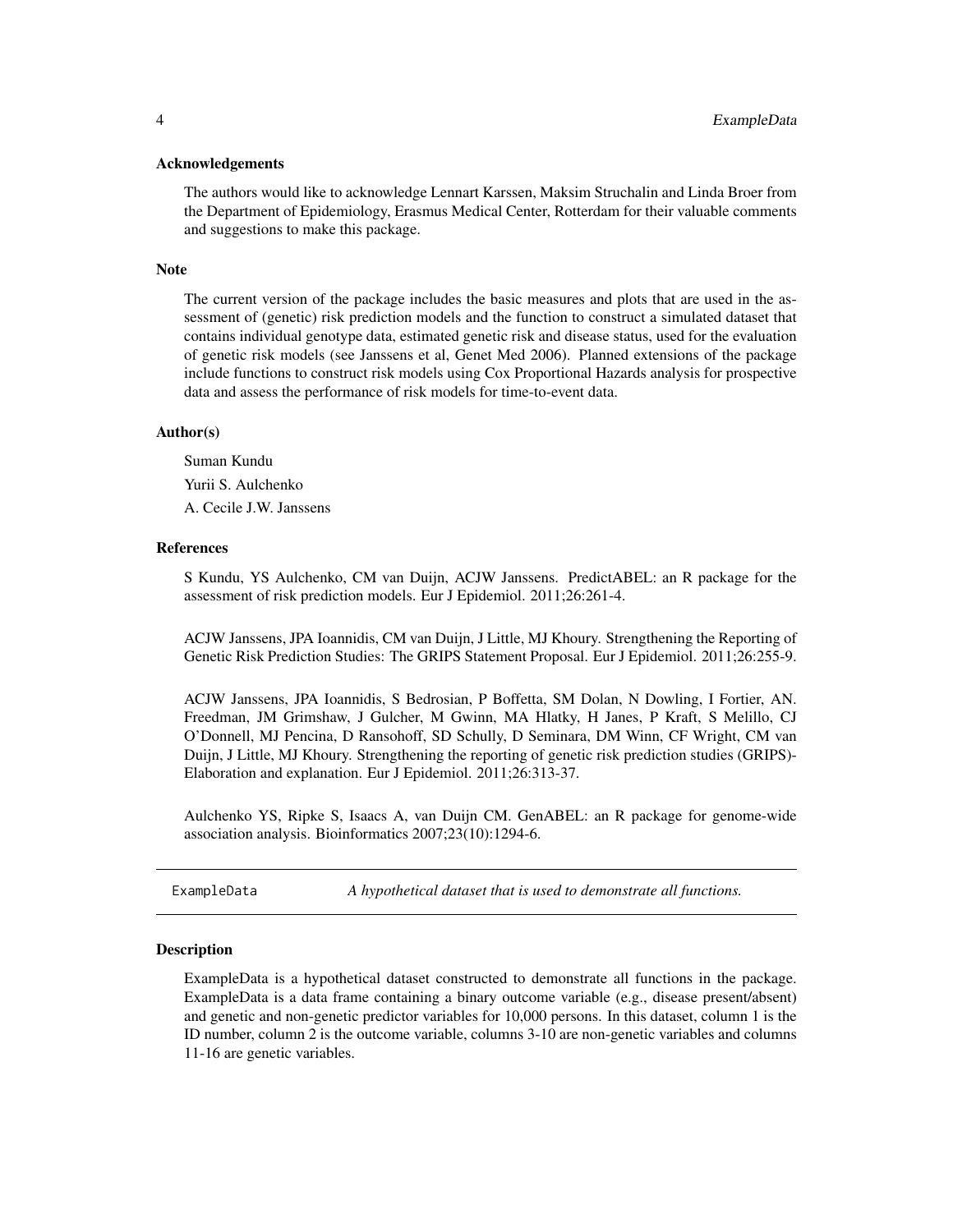### Acknowledgements

The authors would like to acknowledge Lennart Karssen, Maksim Struchalin and Linda Broer from the Department of Epidemiology, Erasmus Medical Center, Rotterdam for their valuable comments and suggestions to make this package.

### Note

The current version of the package includes the basic measures and plots that are used in the assessment of (genetic) risk prediction models and the function to construct a simulated dataset that contains individual genotype data, estimated genetic risk and disease status, used for the evaluation of genetic risk models (see Janssens et al, Genet Med 2006). Planned extensions of the package include functions to construct risk models using Cox Proportional Hazards analysis for prospective data and assess the performance of risk models for time-to-event data.

### Author(s)

Suman Kundu

Yurii S. Aulchenko

A. Cecile J.W. Janssens

### References

S Kundu, YS Aulchenko, CM van Duijn, ACJW Janssens. PredictABEL: an R package for the assessment of risk prediction models. Eur J Epidemiol. 2011;26:261-4.

ACJW Janssens, JPA Ioannidis, CM van Duijn, J Little, MJ Khoury. Strengthening the Reporting of Genetic Risk Prediction Studies: The GRIPS Statement Proposal. Eur J Epidemiol. 2011;26:255-9.

ACJW Janssens, JPA Ioannidis, S Bedrosian, P Boffetta, SM Dolan, N Dowling, I Fortier, AN. Freedman, JM Grimshaw, J Gulcher, M Gwinn, MA Hlatky, H Janes, P Kraft, S Melillo, CJ O'Donnell, MJ Pencina, D Ransohoff, SD Schully, D Seminara, DM Winn, CF Wright, CM van Duijn, J Little, MJ Khoury. Strengthening the reporting of genetic risk prediction studies (GRIPS)-Elaboration and explanation. Eur J Epidemiol. 2011;26:313-37.

Aulchenko YS, Ripke S, Isaacs A, van Duijn CM. GenABEL: an R package for genome-wide association analysis. Bioinformatics 2007;23(10):1294-6.

---

## ExampleData — *A hypothetical dataset that is used to demonstrate all functions.*

---

### Description

ExampleData is a hypothetical dataset constructed to demonstrate all functions in the package. ExampleData is a data frame containing a binary outcome variable (e.g., disease present/absent) and genetic and non-genetic predictor variables for 10,000 persons. In this dataset, column 1 is the ID number, column 2 is the outcome variable, columns 3-10 are non-genetic variables and columns 11-16 are genetic variables.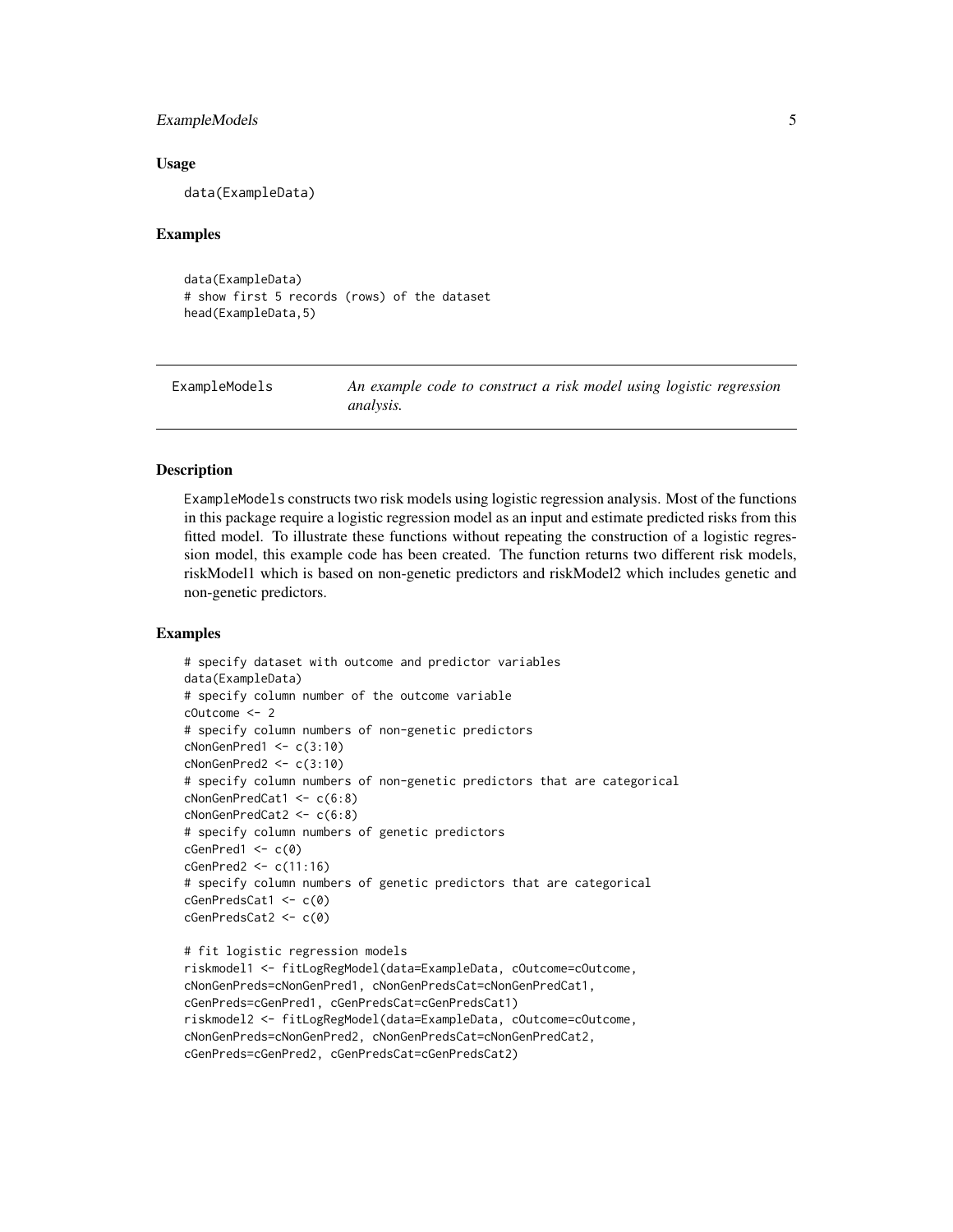### Usage

```
data(ExampleData)
```

### Examples

```
data(ExampleData)
# show first 5 records (rows) of the dataset
head(ExampleData,5)
```

---

## ExampleModels — *An example code to construct a risk model using logistic regression analysis.*

---

### Description

ExampleModels constructs two risk models using logistic regression analysis. Most of the functions in this package require a logistic regression model as an input and estimate predicted risks from this fitted model. To illustrate these functions without repeating the construction of a logistic regression model, this example code has been created. The function returns two different risk models, riskModel1 which is based on non-genetic predictors and riskModel2 which includes genetic and non-genetic predictors.

### Examples

```
# specify dataset with outcome and predictor variables
data(ExampleData)
# specify column number of the outcome variable
cOutcome <- 2
# specify column numbers of non-genetic predictors
cNonGenPred1 <- c(3:10)
cNonGenPred2 <- c(3:10)
# specify column numbers of non-genetic predictors that are categorical
cNonGenPredCat1 <- c(6:8)
cNonGenPredCat2 <- c(6:8)
# specify column numbers of genetic predictors
cGenPred1 <- c(0)
cGenPred2 <- c(11:16)
# specify column numbers of genetic predictors that are categorical
cGenPredsCat1 <- c(0)
cGenPredsCat2 <- c(0)

# fit logistic regression models
riskmodel1 <- fitLogRegModel(data=ExampleData, cOutcome=cOutcome,
cNonGenPreds=cNonGenPred1, cNonGenPredsCat=cNonGenPredCat1,
cGenPreds=cGenPred1, cGenPredsCat=cGenPredsCat1)
riskmodel2 <- fitLogRegModel(data=ExampleData, cOutcome=cOutcome,
cNonGenPreds=cNonGenPred2, cNonGenPredsCat=cNonGenPredCat2,
cGenPreds=cGenPred2, cGenPredsCat=cGenPredsCat2)
```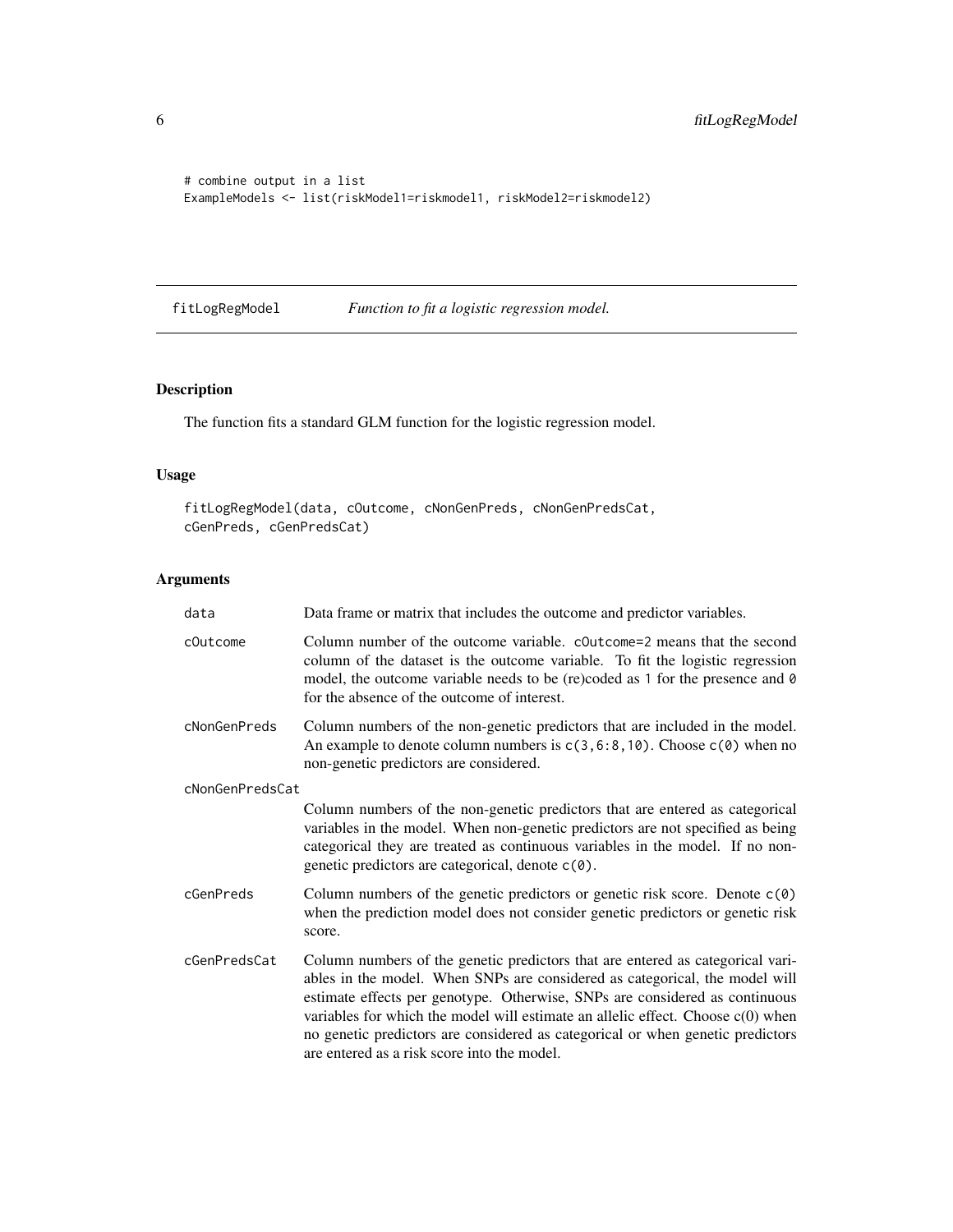```
# combine output in a list
ExampleModels <- list(riskModel1=riskmodel1, riskModel2=riskmodel2)
```

## fitLogRegModel — *Function to fit a logistic regression model.*

### Description

The function fits a standard GLM function for the logistic regression model.

### Usage

```
fitLogRegModel(data, cOutcome, cNonGenPreds, cNonGenPredsCat,
cGenPreds, cGenPredsCat)
```

### Arguments

| Argument | Description |
|---|---|
| `data` | Data frame or matrix that includes the outcome and predictor variables. |
| `cOutcome` | Column number of the outcome variable. `cOutcome=2` means that the second column of the dataset is the outcome variable. To fit the logistic regression model, the outcome variable needs to be (re)coded as `1` for the presence and `0` for the absence of the outcome of interest. |
| `cNonGenPreds` | Column numbers of the non-genetic predictors that are included in the model. An example to denote column numbers is `c(3,6:8,10)`. Choose `c(0)` when no non-genetic predictors are considered. |
| `cNonGenPredsCat` | Column numbers of the non-genetic predictors that are entered as categorical variables in the model. When non-genetic predictors are not specified as being categorical they are treated as continuous variables in the model. If no non-genetic predictors are categorical, denote `c(0)`. |
| `cGenPreds` | Column numbers of the genetic predictors or genetic risk score. Denote `c(0)` when the prediction model does not consider genetic predictors or genetic risk score. |
| `cGenPredsCat` | Column numbers of the genetic predictors that are entered as categorical variables in the model. When SNPs are considered as categorical, the model will estimate effects per genotype. Otherwise, SNPs are considered as continuous variables for which the model will estimate an allelic effect. Choose c(0) when no genetic predictors are considered as categorical or when genetic predictors are entered as a risk score into the model. |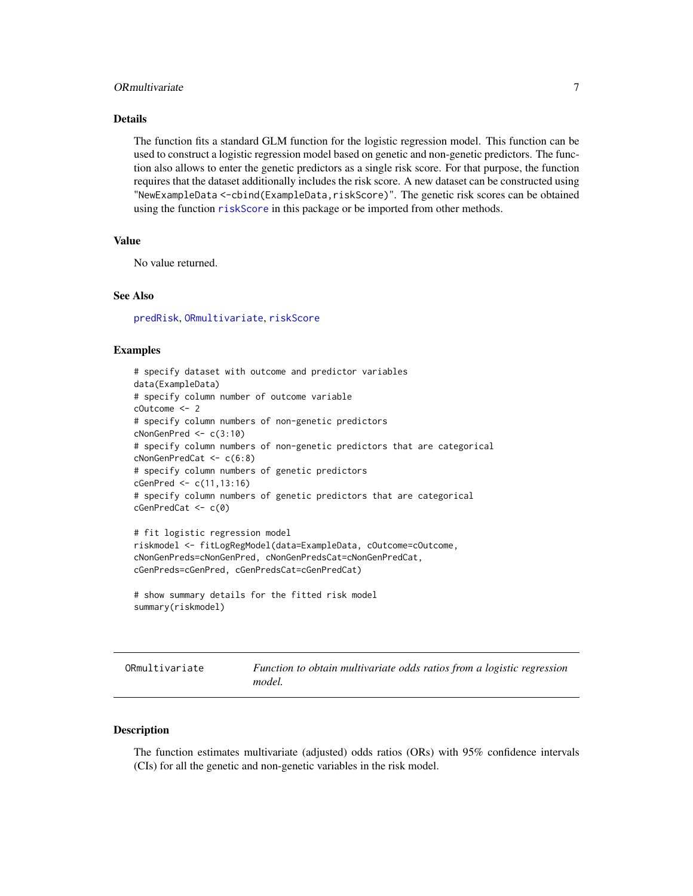## Details

The function fits a standard GLM function for the logistic regression model. This function can be used to construct a logistic regression model based on genetic and non-genetic predictors. The function also allows to enter the genetic predictors as a single risk score. For that purpose, the function requires that the dataset additionally includes the risk score. A new dataset can be constructed using "NewExampleData <-cbind(ExampleData,riskScore)". The genetic risk scores can be obtained using the function riskScore in this package or be imported from other methods.

## Value

No value returned.

## See Also

predRisk, ORmultivariate, riskScore

## Examples

```
# specify dataset with outcome and predictor variables
data(ExampleData)
# specify column number of outcome variable
cOutcome <- 2
# specify column numbers of non-genetic predictors
cNonGenPred <- c(3:10)
# specify column numbers of non-genetic predictors that are categorical
cNonGenPredCat <- c(6:8)
# specify column numbers of genetic predictors
cGenPred <- c(11,13:16)
# specify column numbers of genetic predictors that are categorical
cGenPredCat <- c(0)

# fit logistic regression model
riskmodel <- fitLogRegModel(data=ExampleData, cOutcome=cOutcome,
cNonGenPreds=cNonGenPred, cNonGenPredsCat=cNonGenPredCat,
cGenPreds=cGenPred, cGenPredsCat=cGenPredCat)

# show summary details for the fitted risk model
summary(riskmodel)
```

---

# ORmultivariate — *Function to obtain multivariate odds ratios from a logistic regression model.*

---

## Description

The function estimates multivariate (adjusted) odds ratios (ORs) with 95% confidence intervals (CIs) for all the genetic and non-genetic variables in the risk model.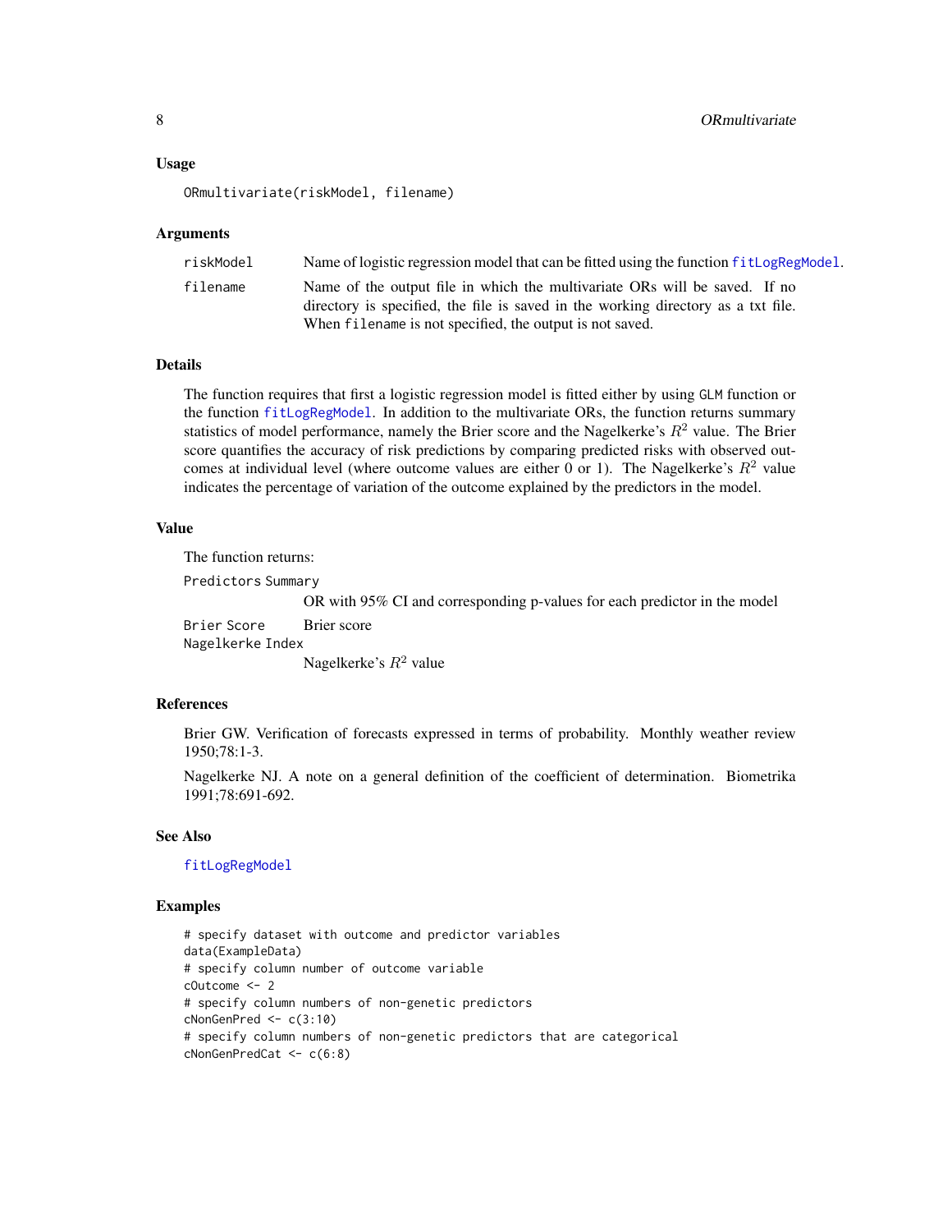### Usage

```
ORmultivariate(riskModel, filename)
```

### Arguments

| | |
|---|---|
| riskModel | Name of logistic regression model that can be fitted using the function fitLogRegModel. |
| filename | Name of the output file in which the multivariate ORs will be saved. If no directory is specified, the file is saved in the working directory as a txt file. When filename is not specified, the output is not saved. |

### Details

The function requires that first a logistic regression model is fitted either by using GLM function or the function fitLogRegModel. In addition to the multivariate ORs, the function returns summary statistics of model performance, namely the Brier score and the Nagelkerke's $R^2$ value. The Brier score quantifies the accuracy of risk predictions by comparing predicted risks with observed outcomes at individual level (where outcome values are either 0 or 1). The Nagelkerke's $R^2$ value indicates the percentage of variation of the outcome explained by the predictors in the model.

### Value

The function returns:

| | |
|---|---|
| Predictors Summary | OR with 95% CI and corresponding p-values for each predictor in the model |
| Brier Score | Brier score |
| Nagelkerke Index | Nagelkerke's $R^2$ value |

### References

Brier GW. Verification of forecasts expressed in terms of probability. Monthly weather review 1950;78:1-3.

Nagelkerke NJ. A note on a general definition of the coefficient of determination. Biometrika 1991;78:691-692.

### See Also

fitLogRegModel

### Examples

```
# specify dataset with outcome and predictor variables
data(ExampleData)
# specify column number of outcome variable
cOutcome <- 2
# specify column numbers of non-genetic predictors
cNonGenPred <- c(3:10)
# specify column numbers of non-genetic predictors that are categorical
cNonGenPredCat <- c(6:8)
```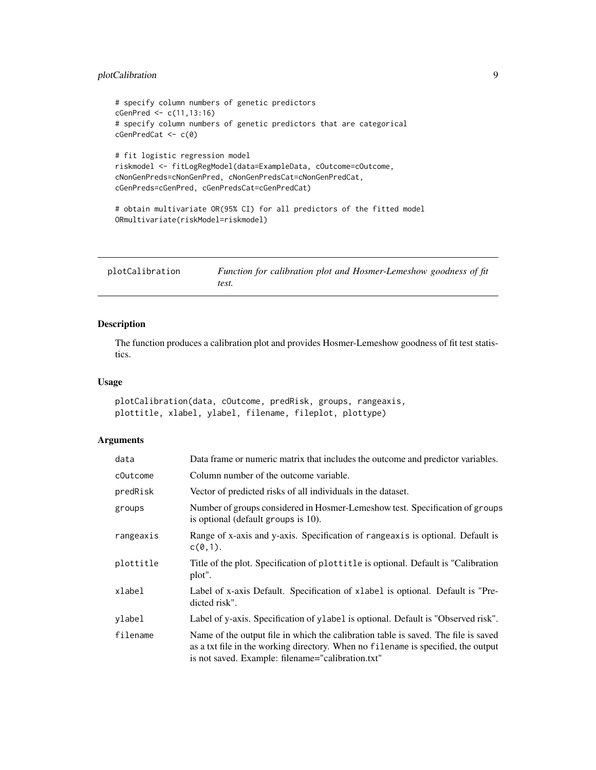```
# specify column numbers of genetic predictors
cGenPred <- c(11,13:16)
# specify column numbers of genetic predictors that are categorical
cGenPredCat <- c(0)

# fit logistic regression model
riskmodel <- fitLogRegModel(data=ExampleData, cOutcome=cOutcome,
cNonGenPreds=cNonGenPred, cNonGenPredsCat=cNonGenPredCat,
cGenPreds=cGenPred, cGenPredsCat=cGenPredCat)

# obtain multivariate OR(95% CI) for all predictors of the fitted model
ORmultivariate(riskModel=riskmodel)
```

---

## plotCalibration — *Function for calibration plot and Hosmer-Lemeshow goodness of fit test.*

---

### Description

The function produces a calibration plot and provides Hosmer-Lemeshow goodness of fit test statistics.

### Usage

```
plotCalibration(data, cOutcome, predRisk, groups, rangeaxis,
plottitle, xlabel, ylabel, filename, fileplot, plottype)
```

### Arguments

| | |
|---|---|
| `data` | Data frame or numeric matrix that includes the outcome and predictor variables. |
| `cOutcome` | Column number of the outcome variable. |
| `predRisk` | Vector of predicted risks of all individuals in the dataset. |
| `groups` | Number of groups considered in Hosmer-Lemeshow test. Specification of `groups` is optional (default `groups` is 10). |
| `rangeaxis` | Range of x-axis and y-axis. Specification of `rangeaxis` is optional. Default is `c(0,1)`. |
| `plottitle` | Title of the plot. Specification of `plottitle` is optional. Default is "Calibration plot". |
| `xlabel` | Label of x-axis Default. Specification of `xlabel` is optional. Default is "Predicted risk". |
| `ylabel` | Label of y-axis. Specification of `ylabel` is optional. Default is "Observed risk". |
| `filename` | Name of the output file in which the calibration table is saved. The file is saved as a txt file in the working directory. When no `filename` is specified, the output is not saved. Example: filename="calibration.txt" |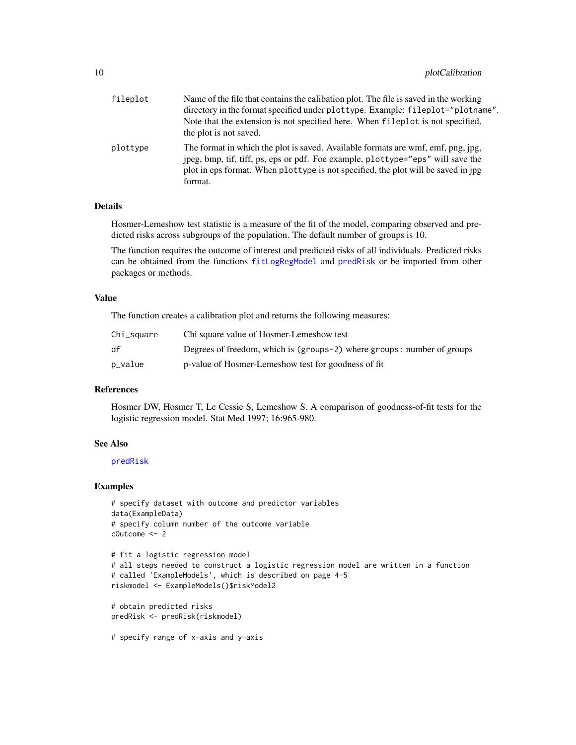| | |
|---|---|
| fileplot | Name of the file that contains the calibation plot. The file is saved in the working directory in the format specified under plottype. Example: fileplot="plotname". Note that the extension is not specified here. When fileplot is not specified, the plot is not saved. |
| plottype | The format in which the plot is saved. Available formats are wmf, emf, png, jpg, jpeg, bmp, tif, tiff, ps, eps or pdf. Foe example, plottype="eps" will save the plot in eps format. When plottype is not specified, the plot will be saved in jpg format. |

## Details

Hosmer-Lemeshow test statistic is a measure of the fit of the model, comparing observed and predicted risks across subgroups of the population. The default number of groups is 10.

The function requires the outcome of interest and predicted risks of all individuals. Predicted risks can be obtained from the functions fitLogRegModel and predRisk or be imported from other packages or methods.

## Value

The function creates a calibration plot and returns the following measures:

| | |
|---|---|
| Chi_square | Chi square value of Hosmer-Lemeshow test |
| df | Degrees of freedom, which is (groups-2) where groups: number of groups |
| p_value | p-value of Hosmer-Lemeshow test for goodness of fit |

## References

Hosmer DW, Hosmer T, Le Cessie S, Lemeshow S. A comparison of goodness-of-fit tests for the logistic regression model. Stat Med 1997; 16:965-980.

## See Also

predRisk

## Examples

```
# specify dataset with outcome and predictor variables
data(ExampleData)
# specify column number of the outcome variable
cOutcome <- 2

# fit a logistic regression model
# all steps needed to construct a logistic regression model are written in a function
# called 'ExampleModels', which is described on page 4-5
riskmodel <- ExampleModels()$riskModel2

# obtain predicted risks
predRisk <- predRisk(riskmodel)

# specify range of x-axis and y-axis
```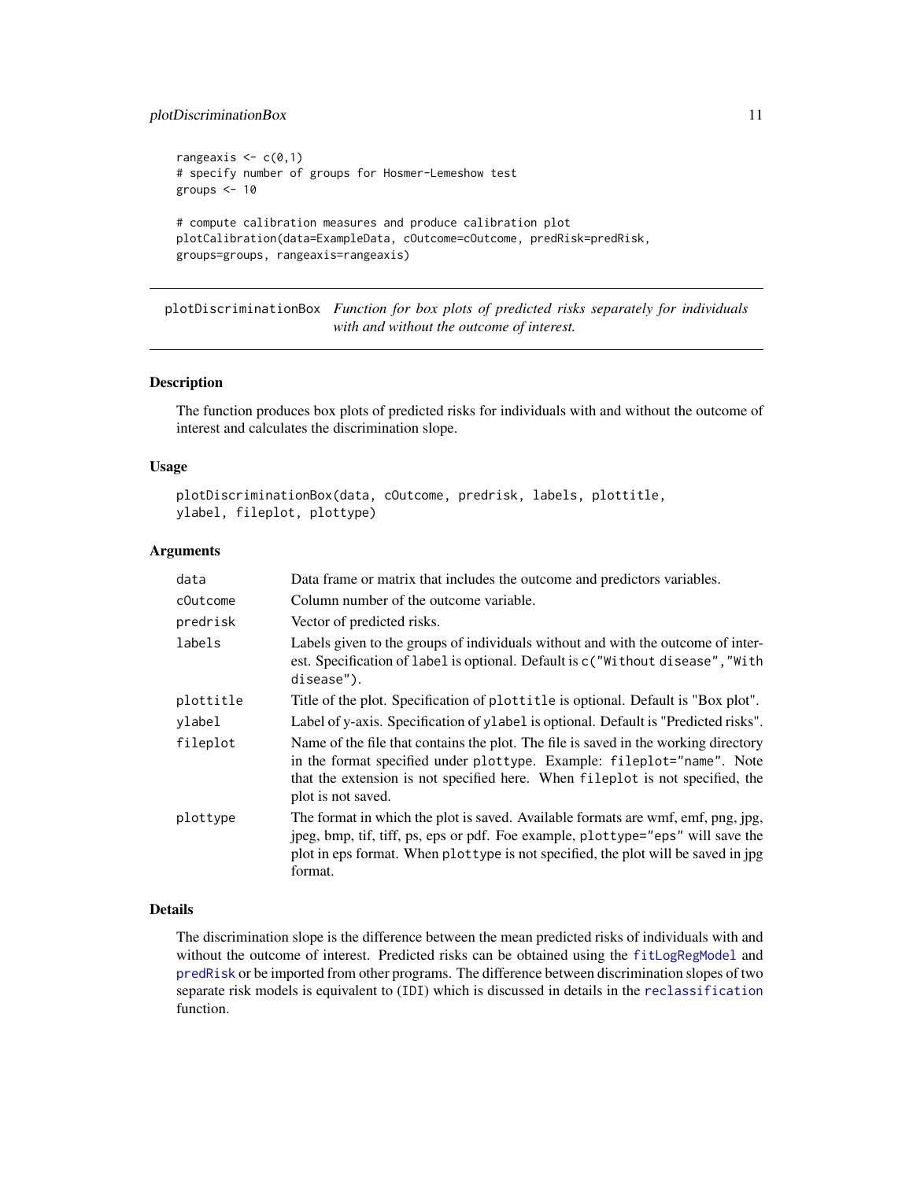```
rangeaxis <- c(0,1)
# specify number of groups for Hosmer-Lemeshow test
groups <- 10

# compute calibration measures and produce calibration plot
plotCalibration(data=ExampleData, cOutcome=cOutcome, predRisk=predRisk,
groups=groups, rangeaxis=rangeaxis)
```

---

## plotDiscriminationBox — *Function for box plots of predicted risks separately for individuals with and without the outcome of interest.*

---

### Description

The function produces box plots of predicted risks for individuals with and without the outcome of interest and calculates the discrimination slope.

### Usage

```
plotDiscriminationBox(data, cOutcome, predrisk, labels, plottitle,
ylabel, fileplot, plottype)
```

### Arguments

| | |
|---|---|
| `data` | Data frame or matrix that includes the outcome and predictors variables. |
| `cOutcome` | Column number of the outcome variable. |
| `predrisk` | Vector of predicted risks. |
| `labels` | Labels given to the groups of individuals without and with the outcome of interest. Specification of `label` is optional. Default is `c("Without disease","With disease")`. |
| `plottitle` | Title of the plot. Specification of `plottitle` is optional. Default is "Box plot". |
| `ylabel` | Label of y-axis. Specification of `ylabel` is optional. Default is "Predicted risks". |
| `fileplot` | Name of the file that contains the plot. The file is saved in the working directory in the format specified under `plottype`. Example: `fileplot="name"`. Note that the extension is not specified here. When `fileplot` is not specified, the plot is not saved. |
| `plottype` | The format in which the plot is saved. Available formats are wmf, emf, png, jpg, jpeg, bmp, tif, tiff, ps, eps or pdf. Foe example, `plottype="eps"` will save the plot in eps format. When `plottype` is not specified, the plot will be saved in jpg format. |

### Details

The discrimination slope is the difference between the mean predicted risks of individuals with and without the outcome of interest. Predicted risks can be obtained using the `fitLogRegModel` and `predRisk` or be imported from other programs. The difference between discrimination slopes of two separate risk models is equivalent to (`IDI`) which is discussed in details in the `reclassification` function.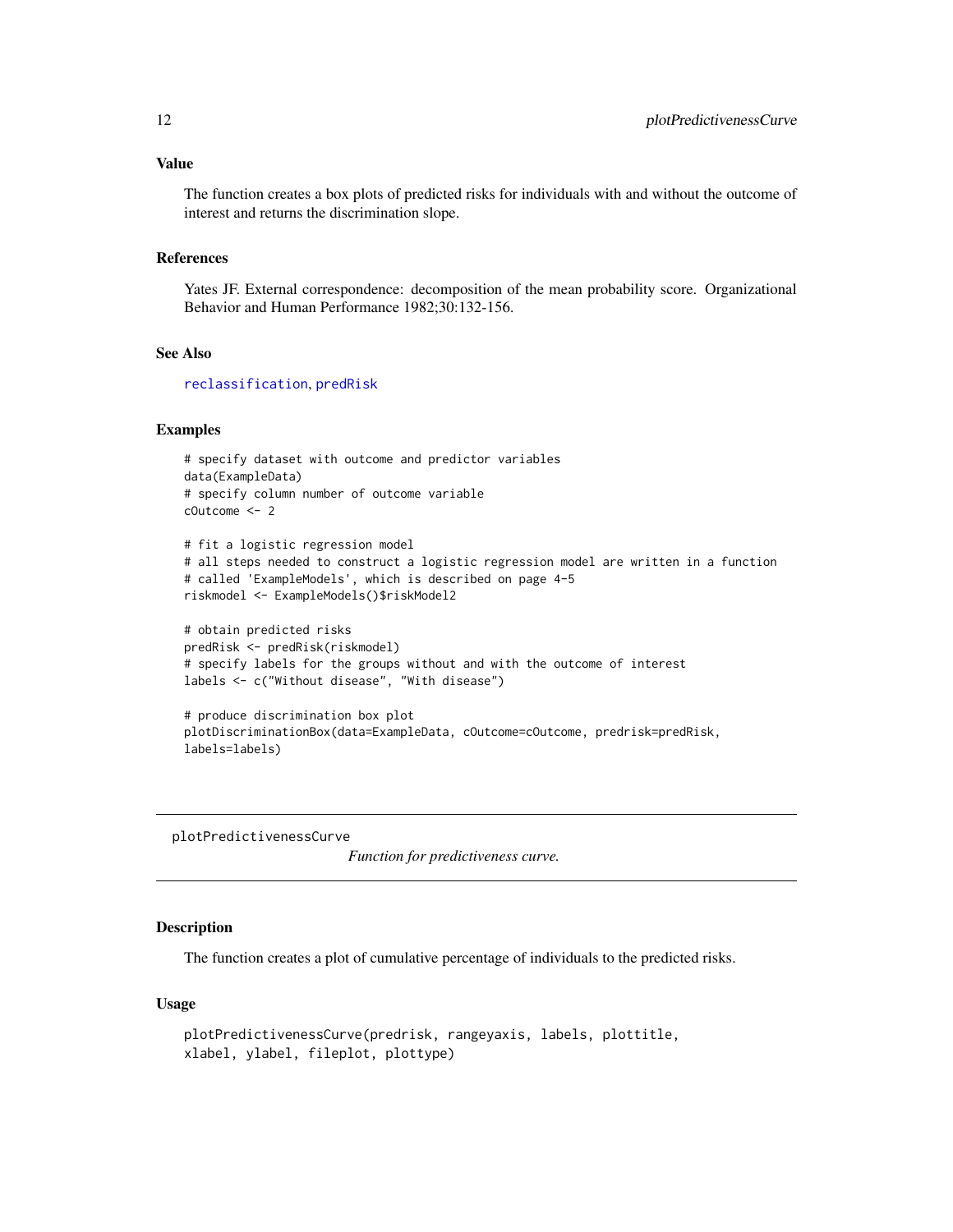### Value

The function creates a box plots of predicted risks for individuals with and without the outcome of interest and returns the discrimination slope.

### References

Yates JF. External correspondence: decomposition of the mean probability score. Organizational Behavior and Human Performance 1982;30:132-156.

### See Also

reclassification, predRisk

### Examples

```
# specify dataset with outcome and predictor variables
data(ExampleData)
# specify column number of outcome variable
cOutcome <- 2

# fit a logistic regression model
# all steps needed to construct a logistic regression model are written in a function
# called 'ExampleModels', which is described on page 4-5
riskmodel <- ExampleModels()$riskModel2

# obtain predicted risks
predRisk <- predRisk(riskmodel)
# specify labels for the groups without and with the outcome of interest
labels <- c("Without disease", "With disease")

# produce discrimination box plot
plotDiscriminationBox(data=ExampleData, cOutcome=cOutcome, predrisk=predRisk,
labels=labels)
```

---

## plotPredictivenessCurve

*Function for predictiveness curve.*

---

### Description

The function creates a plot of cumulative percentage of individuals to the predicted risks.

### Usage

```
plotPredictivenessCurve(predrisk, rangeyaxis, labels, plottitle,
xlabel, ylabel, fileplot, plottype)
```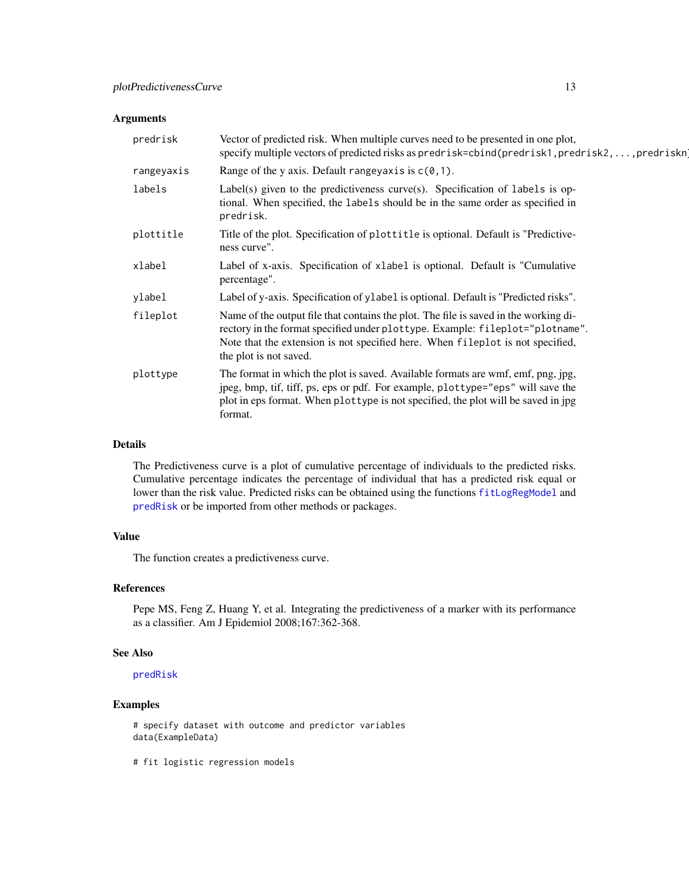## Arguments

| | |
|---|---|
| predrisk | Vector of predicted risk. When multiple curves need to be presented in one plot, specify multiple vectors of predicted risks as `predrisk=cbind(predrisk1,predrisk2,...,predriskn)` |
| rangeyaxis | Range of the y axis. Default `rangeyaxis` is `c(0,1)`. |
| labels | Label(s) given to the predictiveness curve(s). Specification of `labels` is optional. When specified, the `labels` should be in the same order as specified in `predrisk`. |
| plottitle | Title of the plot. Specification of `plottitle` is optional. Default is "Predictiveness curve". |
| xlabel | Label of x-axis. Specification of `xlabel` is optional. Default is "Cumulative percentage". |
| ylabel | Label of y-axis. Specification of `ylabel` is optional. Default is "Predicted risks". |
| fileplot | Name of the output file that contains the plot. The file is saved in the working directory in the format specified under `plottype`. Example: `fileplot="plotname"`. Note that the extension is not specified here. When `fileplot` is not specified, the plot is not saved. |
| plottype | The format in which the plot is saved. Available formats are wmf, emf, png, jpg, jpeg, bmp, tif, tiff, ps, eps or pdf. For example, `plottype="eps"` will save the plot in eps format. When `plottype` is not specified, the plot will be saved in jpg format. |

## Details

The Predictiveness curve is a plot of cumulative percentage of individuals to the predicted risks. Cumulative percentage indicates the percentage of individual that has a predicted risk equal or lower than the risk value. Predicted risks can be obtained using the functions `fitLogRegModel` and `predRisk` or be imported from other methods or packages.

## Value

The function creates a predictiveness curve.

## References

Pepe MS, Feng Z, Huang Y, et al. Integrating the predictiveness of a marker with its performance as a classifier. Am J Epidemiol 2008;167:362-368.

## See Also

`predRisk`

## Examples

```
# specify dataset with outcome and predictor variables
data(ExampleData)

# fit logistic regression models
```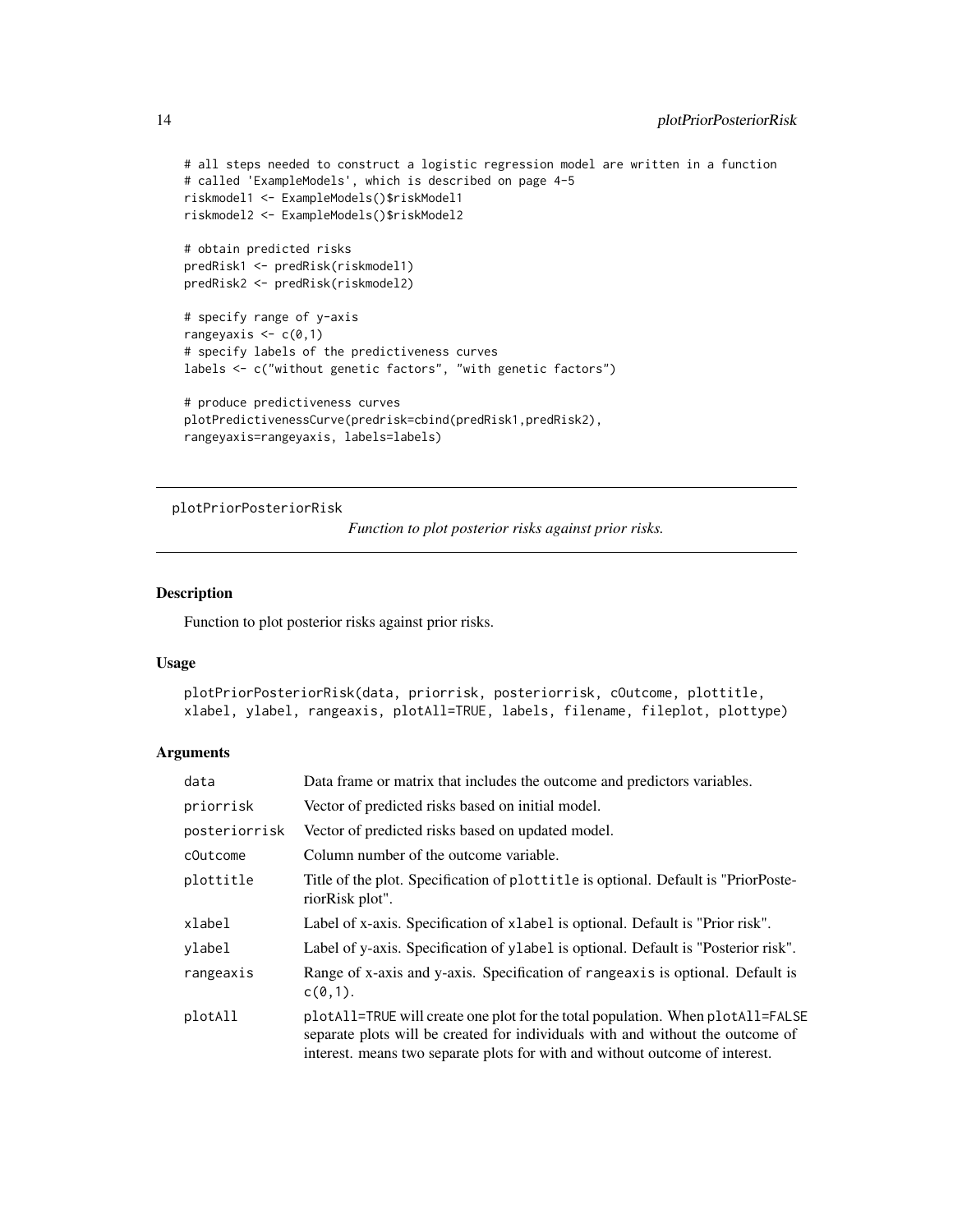```
# all steps needed to construct a logistic regression model are written in a function
# called 'ExampleModels', which is described on page 4-5
riskmodel1 <- ExampleModels()$riskModel1
riskmodel2 <- ExampleModels()$riskModel2

# obtain predicted risks
predRisk1 <- predRisk(riskmodel1)
predRisk2 <- predRisk(riskmodel2)

# specify range of y-axis
rangeyaxis <- c(0,1)
# specify labels of the predictiveness curves
labels <- c("without genetic factors", "with genetic factors")

# produce predictiveness curves
plotPredictivenessCurve(predrisk=cbind(predRisk1,predRisk2),
rangeyaxis=rangeyaxis, labels=labels)
```

---

## plotPriorPosteriorRisk

*Function to plot posterior risks against prior risks.*

---

### Description

Function to plot posterior risks against prior risks.

### Usage

```
plotPriorPosteriorRisk(data, priorrisk, posteriorrisk, cOutcome, plottitle,
xlabel, ylabel, rangeaxis, plotAll=TRUE, labels, filename, fileplot, plottype)
```

### Arguments

| | |
|---|---|
| `data` | Data frame or matrix that includes the outcome and predictors variables. |
| `priorrisk` | Vector of predicted risks based on initial model. |
| `posteriorrisk` | Vector of predicted risks based on updated model. |
| `cOutcome` | Column number of the outcome variable. |
| `plottitle` | Title of the plot. Specification of `plottitle` is optional. Default is "PriorPosteriorRisk plot". |
| `xlabel` | Label of x-axis. Specification of `xlabel` is optional. Default is "Prior risk". |
| `ylabel` | Label of y-axis. Specification of `ylabel` is optional. Default is "Posterior risk". |
| `rangeaxis` | Range of x-axis and y-axis. Specification of `rangeaxis` is optional. Default is `c(0,1)`. |
| `plotAll` | `plotAll=TRUE` will create one plot for the total population. When `plotAll=FALSE` separate plots will be created for individuals with and without the outcome of interest. means two separate plots for with and without outcome of interest. |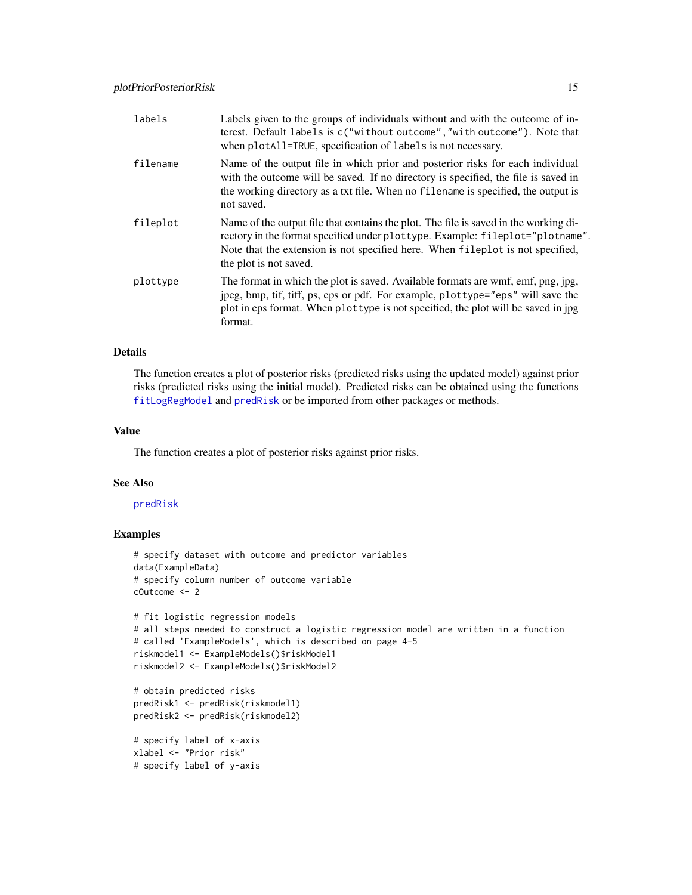| | |
|---|---|
| labels | Labels given to the groups of individuals without and with the outcome of interest. Default labels is c("without outcome","with outcome"). Note that when plotAll=TRUE, specification of labels is not necessary. |
| filename | Name of the output file in which prior and posterior risks for each individual with the outcome will be saved. If no directory is specified, the file is saved in the working directory as a txt file. When no filename is specified, the output is not saved. |
| fileplot | Name of the output file that contains the plot. The file is saved in the working directory in the format specified under plottype. Example: fileplot="plotname". Note that the extension is not specified here. When fileplot is not specified, the plot is not saved. |
| plottype | The format in which the plot is saved. Available formats are wmf, emf, png, jpg, jpeg, bmp, tif, tiff, ps, eps or pdf. For example, plottype="eps" will save the plot in eps format. When plottype is not specified, the plot will be saved in jpg format. |

## Details

The function creates a plot of posterior risks (predicted risks using the updated model) against prior risks (predicted risks using the initial model). Predicted risks can be obtained using the functions fitLogRegModel and predRisk or be imported from other packages or methods.

## Value

The function creates a plot of posterior risks against prior risks.

## See Also

predRisk

## Examples

```
# specify dataset with outcome and predictor variables
data(ExampleData)
# specify column number of outcome variable
cOutcome <- 2

# fit logistic regression models
# all steps needed to construct a logistic regression model are written in a function
# called 'ExampleModels', which is described on page 4-5
riskmodel1 <- ExampleModels()$riskModel1
riskmodel2 <- ExampleModels()$riskModel2

# obtain predicted risks
predRisk1 <- predRisk(riskmodel1)
predRisk2 <- predRisk(riskmodel2)

# specify label of x-axis
xlabel <- "Prior risk"
# specify label of y-axis
```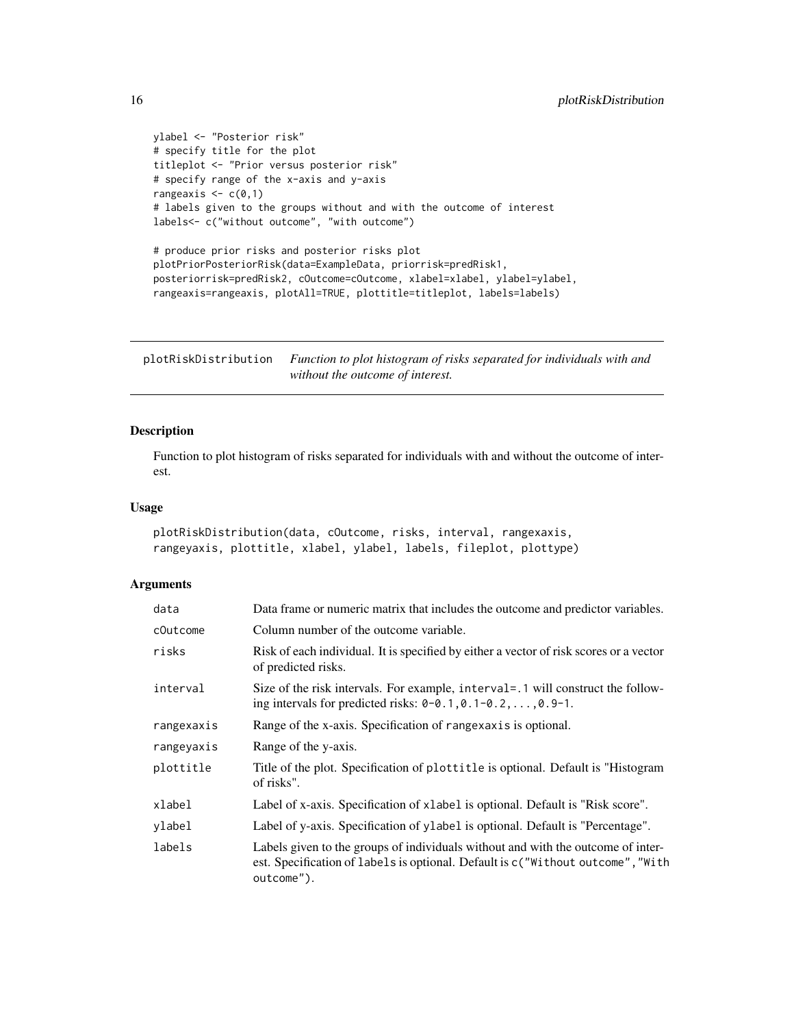```
ylabel <- "Posterior risk"
# specify title for the plot
titleplot <- "Prior versus posterior risk"
# specify range of the x-axis and y-axis
rangeaxis <- c(0,1)
# labels given to the groups without and with the outcome of interest
labels<- c("without outcome", "with outcome")

# produce prior risks and posterior risks plot
plotPriorPosteriorRisk(data=ExampleData, priorrisk=predRisk1,
posteriorrisk=predRisk2, cOutcome=cOutcome, xlabel=xlabel, ylabel=ylabel,
rangeaxis=rangeaxis, plotAll=TRUE, plottitle=titleplot, labels=labels)
```

---

## plotRiskDistribution — *Function to plot histogram of risks separated for individuals with and without the outcome of interest.*

---

### Description

Function to plot histogram of risks separated for individuals with and without the outcome of interest.

### Usage

```
plotRiskDistribution(data, cOutcome, risks, interval, rangexaxis,
rangeyaxis, plottitle, xlabel, ylabel, labels, fileplot, plottype)
```

### Arguments

| | |
|---|---|
| `data` | Data frame or numeric matrix that includes the outcome and predictor variables. |
| `cOutcome` | Column number of the outcome variable. |
| `risks` | Risk of each individual. It is specified by either a vector of risk scores or a vector of predicted risks. |
| `interval` | Size of the risk intervals. For example, `interval=.1` will construct the following intervals for predicted risks: `0-0.1,0.1-0.2,...,0.9-1`. |
| `rangexaxis` | Range of the x-axis. Specification of `rangexaxis` is optional. |
| `rangeyaxis` | Range of the y-axis. |
| `plottitle` | Title of the plot. Specification of `plottitle` is optional. Default is "Histogram of risks". |
| `xlabel` | Label of x-axis. Specification of `xlabel` is optional. Default is "Risk score". |
| `ylabel` | Label of y-axis. Specification of `ylabel` is optional. Default is "Percentage". |
| `labels` | Labels given to the groups of individuals without and with the outcome of interest. Specification of `labels` is optional. Default is `c("Without outcome","With outcome")`. |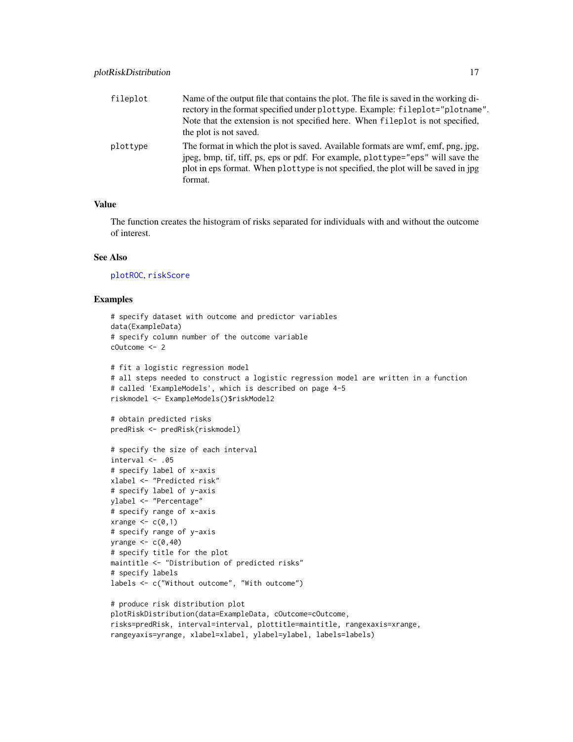| | |
|---|---|
| `fileplot` | Name of the output file that contains the plot. The file is saved in the working directory in the format specified under `plottype`. Example: `fileplot="plotname"`. Note that the extension is not specified here. When `fileplot` is not specified, the plot is not saved. |
| `plottype` | The format in which the plot is saved. Available formats are wmf, emf, png, jpg, jpeg, bmp, tif, tiff, ps, eps or pdf. For example, `plottype="eps"` will save the plot in eps format. When `plottype` is not specified, the plot will be saved in jpg format. |

## Value

The function creates the histogram of risks separated for individuals with and without the outcome of interest.

## See Also

`plotROC`, `riskScore`

## Examples

```
# specify dataset with outcome and predictor variables
data(ExampleData)
# specify column number of the outcome variable
cOutcome <- 2

# fit a logistic regression model
# all steps needed to construct a logistic regression model are written in a function
# called 'ExampleModels', which is described on page 4-5
riskmodel <- ExampleModels()$riskModel2

# obtain predicted risks
predRisk <- predRisk(riskmodel)

# specify the size of each interval
interval <- .05
# specify label of x-axis
xlabel <- "Predicted risk"
# specify label of y-axis
ylabel <- "Percentage"
# specify range of x-axis
xrange <- c(0,1)
# specify range of y-axis
yrange <- c(0,40)
# specify title for the plot
maintitle <- "Distribution of predicted risks"
# specify labels
labels <- c("Without outcome", "With outcome")

# produce risk distribution plot
plotRiskDistribution(data=ExampleData, cOutcome=cOutcome,
risks=predRisk, interval=interval, plottitle=maintitle, rangexaxis=xrange,
rangeyaxis=yrange, xlabel=xlabel, ylabel=ylabel, labels=labels)
```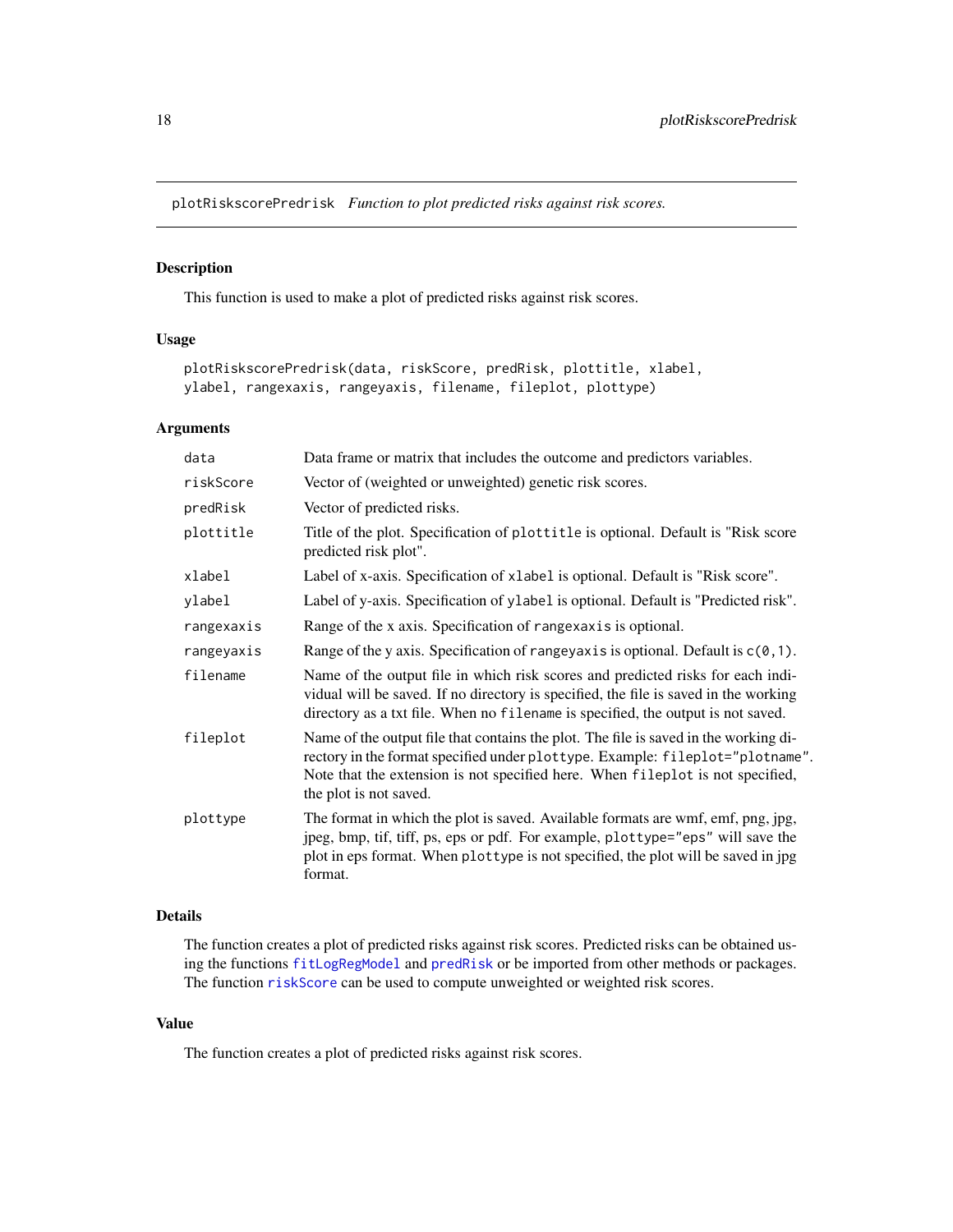# plotRiskscorePredrisk *Function to plot predicted risks against risk scores.*

## Description

This function is used to make a plot of predicted risks against risk scores.

## Usage

```
plotRiskscorePredrisk(data, riskScore, predRisk, plottitle, xlabel,
ylabel, rangexaxis, rangeyaxis, filename, fileplot, plottype)
```

## Arguments

| | |
|---|---|
| `data` | Data frame or matrix that includes the outcome and predictors variables. |
| `riskScore` | Vector of (weighted or unweighted) genetic risk scores. |
| `predRisk` | Vector of predicted risks. |
| `plottitle` | Title of the plot. Specification of `plottitle` is optional. Default is "Risk score predicted risk plot". |
| `xlabel` | Label of x-axis. Specification of `xlabel` is optional. Default is "Risk score". |
| `ylabel` | Label of y-axis. Specification of `ylabel` is optional. Default is "Predicted risk". |
| `rangexaxis` | Range of the x axis. Specification of `rangexaxis` is optional. |
| `rangeyaxis` | Range of the y axis. Specification of `rangeyaxis` is optional. Default is `c(0,1)`. |
| `filename` | Name of the output file in which risk scores and predicted risks for each individual will be saved. If no directory is specified, the file is saved in the working directory as a txt file. When no `filename` is specified, the output is not saved. |
| `fileplot` | Name of the output file that contains the plot. The file is saved in the working directory in the format specified under `plottype`. Example: `fileplot="plotname"`. Note that the extension is not specified here. When `fileplot` is not specified, the plot is not saved. |
| `plottype` | The format in which the plot is saved. Available formats are wmf, emf, png, jpg, jpeg, bmp, tif, tiff, ps, eps or pdf. For example, `plottype="eps"` will save the plot in eps format. When `plottype` is not specified, the plot will be saved in jpg format. |

## Details

The function creates a plot of predicted risks against risk scores. Predicted risks can be obtained using the functions `fitLogRegModel` and `predRisk` or be imported from other methods or packages. The function `riskScore` can be used to compute unweighted or weighted risk scores.

## Value

The function creates a plot of predicted risks against risk scores.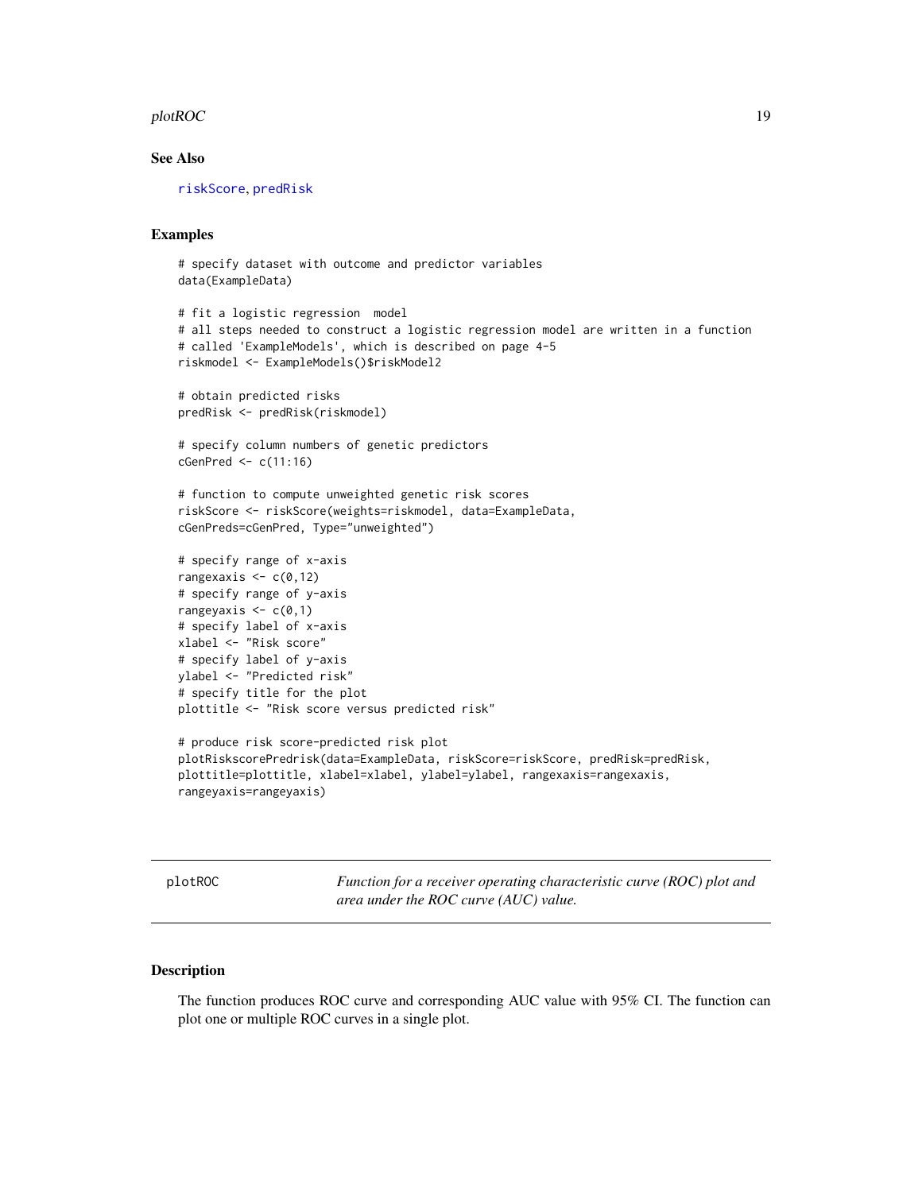### See Also

riskScore, predRisk

### Examples

```
# specify dataset with outcome and predictor variables
data(ExampleData)

# fit a logistic regression  model
# all steps needed to construct a logistic regression model are written in a function
# called 'ExampleModels', which is described on page 4-5
riskmodel <- ExampleModels()$riskModel2

# obtain predicted risks
predRisk <- predRisk(riskmodel)

# specify column numbers of genetic predictors
cGenPred <- c(11:16)

# function to compute unweighted genetic risk scores
riskScore <- riskScore(weights=riskmodel, data=ExampleData,
cGenPreds=cGenPred, Type="unweighted")

# specify range of x-axis
rangexaxis <- c(0,12)
# specify range of y-axis
rangeyaxis <- c(0,1)
# specify label of x-axis
xlabel <- "Risk score"
# specify label of y-axis
ylabel <- "Predicted risk"
# specify title for the plot
plottitle <- "Risk score versus predicted risk"

# produce risk score-predicted risk plot
plotRiskscorePredrisk(data=ExampleData, riskScore=riskScore, predRisk=predRisk,
plottitle=plottitle, xlabel=xlabel, ylabel=ylabel, rangexaxis=rangexaxis,
rangeyaxis=rangeyaxis)
```

---

## plotROC — *Function for a receiver operating characteristic curve (ROC) plot and area under the ROC curve (AUC) value.*

---

### Description

The function produces ROC curve and corresponding AUC value with 95% CI. The function can plot one or multiple ROC curves in a single plot.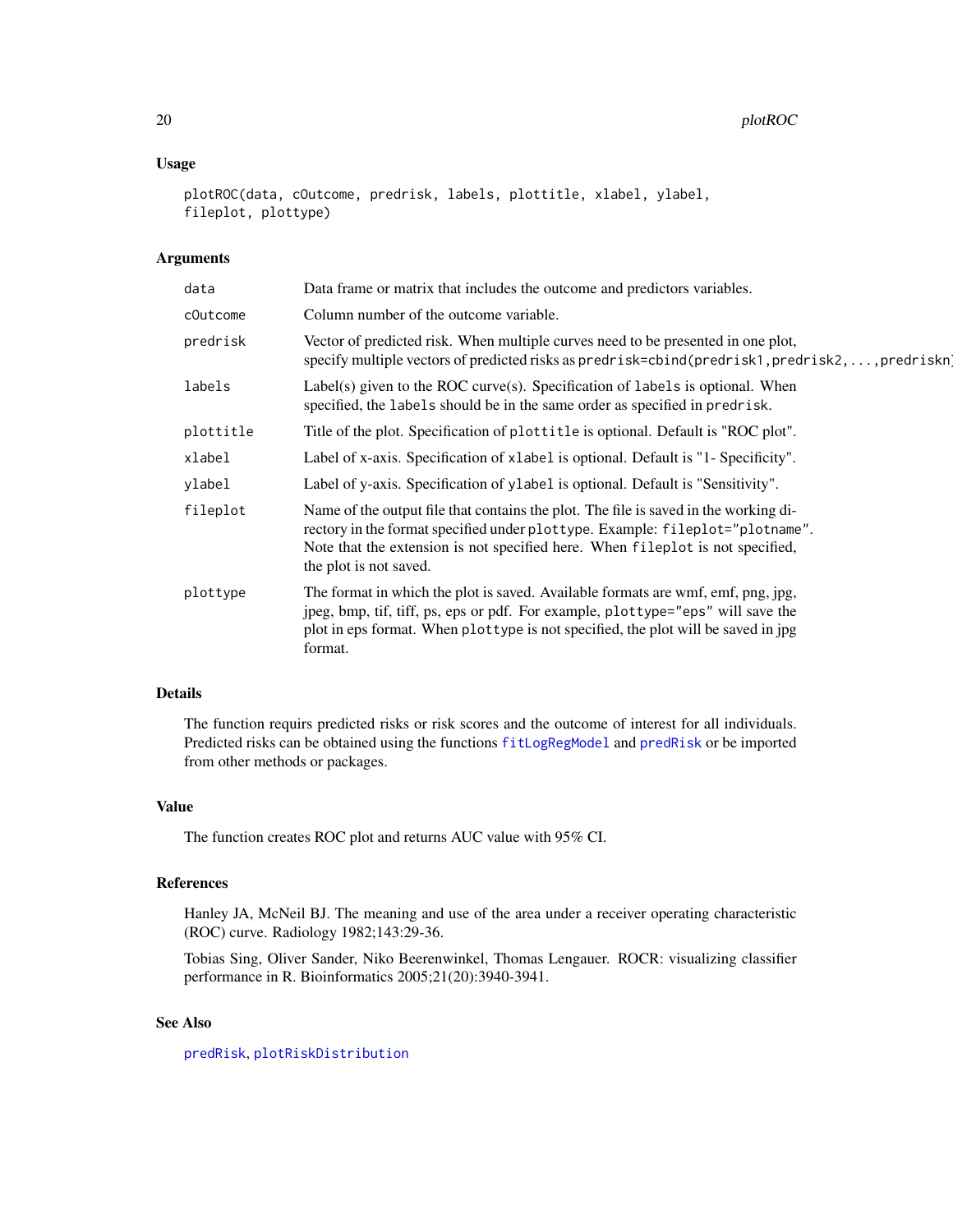### Usage

```
plotROC(data, cOutcome, predrisk, labels, plottitle, xlabel, ylabel,
fileplot, plottype)
```

### Arguments

| | |
|---|---|
| `data` | Data frame or matrix that includes the outcome and predictors variables. |
| `cOutcome` | Column number of the outcome variable. |
| `predrisk` | Vector of predicted risk. When multiple curves need to be presented in one plot, specify multiple vectors of predicted risks as `predrisk=cbind(predrisk1,predrisk2,...,predriskn)` |
| `labels` | Label(s) given to the ROC curve(s). Specification of `labels` is optional. When specified, the `labels` should be in the same order as specified in `predrisk`. |
| `plottitle` | Title of the plot. Specification of `plottitle` is optional. Default is "ROC plot". |
| `xlabel` | Label of x-axis. Specification of `xlabel` is optional. Default is "1- Specificity". |
| `ylabel` | Label of y-axis. Specification of `ylabel` is optional. Default is "Sensitivity". |
| `fileplot` | Name of the output file that contains the plot. The file is saved in the working directory in the format specified under `plottype`. Example: `fileplot="plotname"`. Note that the extension is not specified here. When `fileplot` is not specified, the plot is not saved. |
| `plottype` | The format in which the plot is saved. Available formats are wmf, emf, png, jpg, jpeg, bmp, tif, tiff, ps, eps or pdf. For example, `plottype="eps"` will save the plot in eps format. When `plottype` is not specified, the plot will be saved in jpg format. |

### Details

The function requirs predicted risks or risk scores and the outcome of interest for all individuals. Predicted risks can be obtained using the functions `fitLogRegModel` and `predRisk` or be imported from other methods or packages.

### Value

The function creates ROC plot and returns AUC value with 95% CI.

### References

Hanley JA, McNeil BJ. The meaning and use of the area under a receiver operating characteristic (ROC) curve. Radiology 1982;143:29-36.

Tobias Sing, Oliver Sander, Niko Beerenwinkel, Thomas Lengauer. ROCR: visualizing classifier performance in R. Bioinformatics 2005;21(20):3940-3941.

### See Also

`predRisk`, `plotRiskDistribution`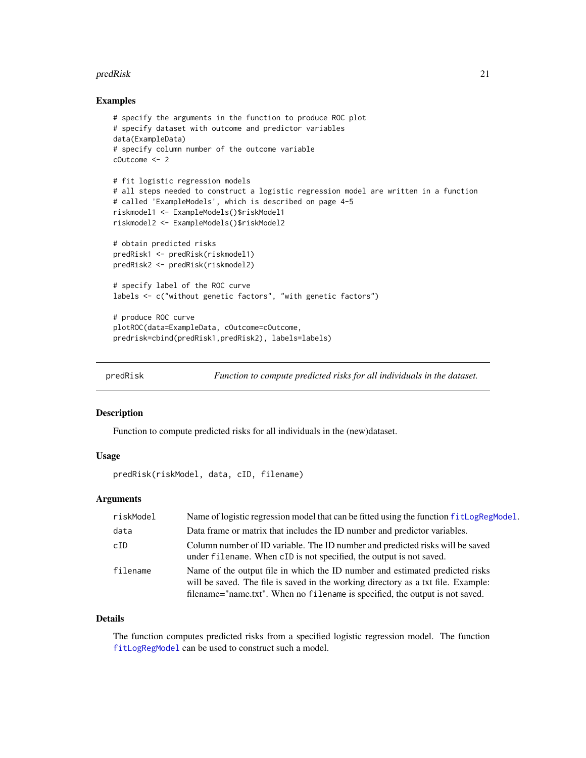## Examples

```
# specify the arguments in the function to produce ROC plot
# specify dataset with outcome and predictor variables
data(ExampleData)
# specify column number of the outcome variable
cOutcome <- 2

# fit logistic regression models
# all steps needed to construct a logistic regression model are written in a function
# called 'ExampleModels', which is described on page 4-5
riskmodel1 <- ExampleModels()$riskModel1
riskmodel2 <- ExampleModels()$riskModel2

# obtain predicted risks
predRisk1 <- predRisk(riskmodel1)
predRisk2 <- predRisk(riskmodel2)

# specify label of the ROC curve
labels <- c("without genetic factors", "with genetic factors")

# produce ROC curve
plotROC(data=ExampleData, cOutcome=cOutcome,
predrisk=cbind(predRisk1,predRisk2), labels=labels)
```

---

# predRisk — *Function to compute predicted risks for all individuals in the dataset.*

## Description

Function to compute predicted risks for all individuals in the (new)dataset.

## Usage

```
predRisk(riskModel, data, cID, filename)
```

## Arguments

| | |
|---|---|
| riskModel | Name of logistic regression model that can be fitted using the function fitLogRegModel. |
| data | Data frame or matrix that includes the ID number and predictor variables. |
| cID | Column number of ID variable. The ID number and predicted risks will be saved under filename. When cID is not specified, the output is not saved. |
| filename | Name of the output file in which the ID number and estimated predicted risks will be saved. The file is saved in the working directory as a txt file. Example: filename="name.txt". When no filename is specified, the output is not saved. |

## Details

The function computes predicted risks from a specified logistic regression model. The function fitLogRegModel can be used to construct such a model.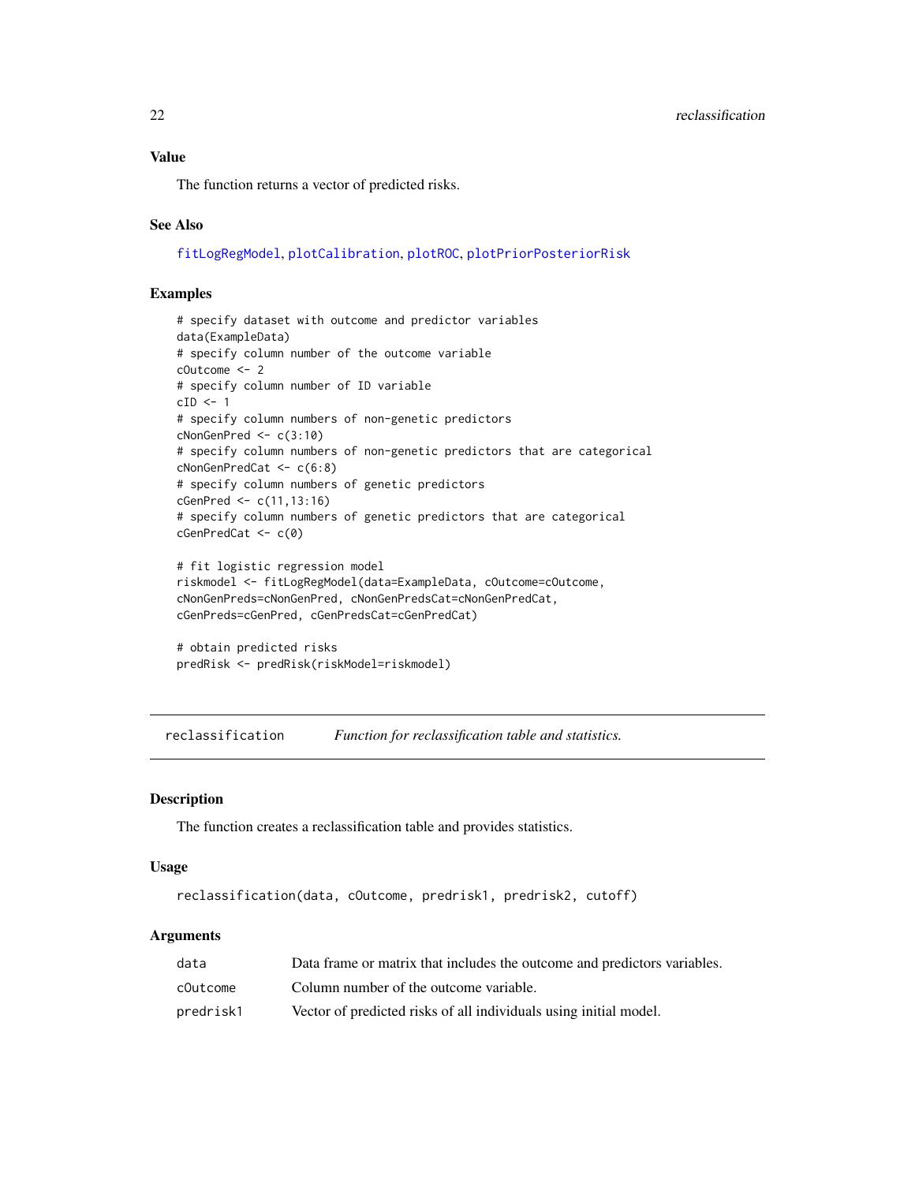### Value

The function returns a vector of predicted risks.

### See Also

fitLogRegModel, plotCalibration, plotROC, plotPriorPosteriorRisk

### Examples

```
# specify dataset with outcome and predictor variables
data(ExampleData)
# specify column number of the outcome variable
cOutcome <- 2
# specify column number of ID variable
cID <- 1
# specify column numbers of non-genetic predictors
cNonGenPred <- c(3:10)
# specify column numbers of non-genetic predictors that are categorical
cNonGenPredCat <- c(6:8)
# specify column numbers of genetic predictors
cGenPred <- c(11,13:16)
# specify column numbers of genetic predictors that are categorical
cGenPredCat <- c(0)

# fit logistic regression model
riskmodel <- fitLogRegModel(data=ExampleData, cOutcome=cOutcome,
cNonGenPreds=cNonGenPred, cNonGenPredsCat=cNonGenPredCat,
cGenPreds=cGenPred, cGenPredsCat=cGenPredCat)

# obtain predicted risks
predRisk <- predRisk(riskModel=riskmodel)
```

## reclassification — *Function for reclassification table and statistics.*

### Description

The function creates a reclassification table and provides statistics.

### Usage

```
reclassification(data, cOutcome, predrisk1, predrisk2, cutoff)
```

### Arguments

| | |
|---|---|
| data | Data frame or matrix that includes the outcome and predictors variables. |
| cOutcome | Column number of the outcome variable. |
| predrisk1 | Vector of predicted risks of all individuals using initial model. |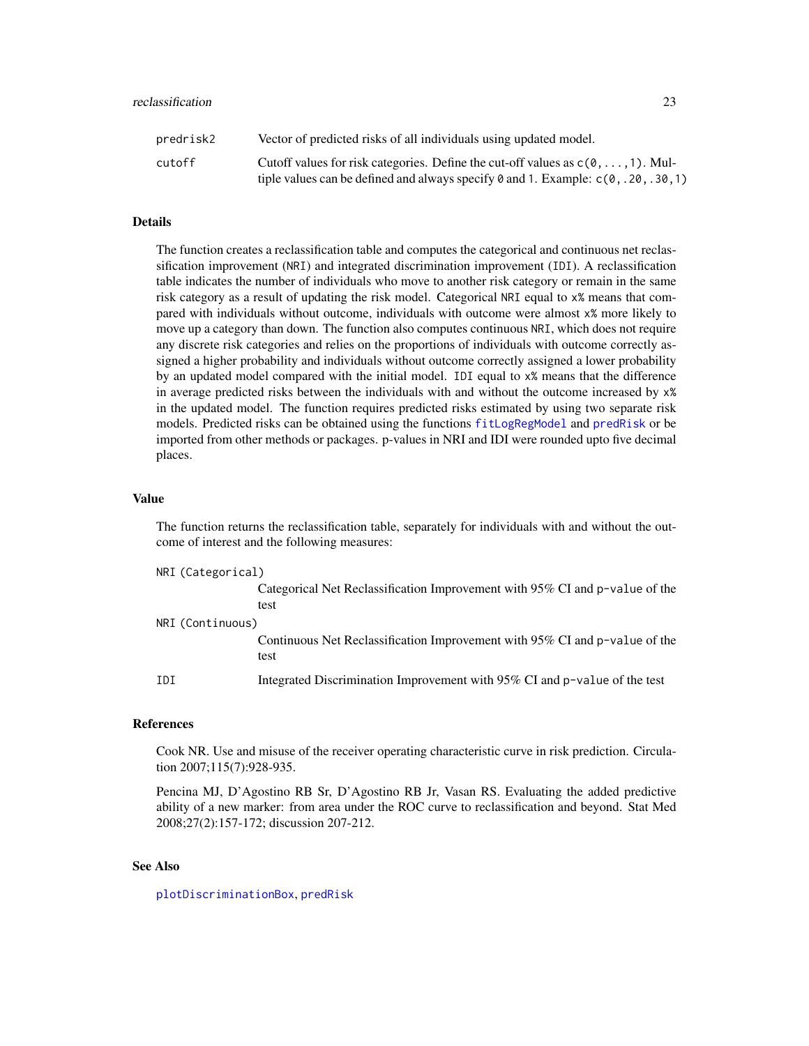| | |
|---|---|
| `predrisk2` | Vector of predicted risks of all individuals using updated model. |
| `cutoff` | Cutoff values for risk categories. Define the cut-off values as `c(0,...,1)`. Multiple values can be defined and always specify `0` and `1`. Example: `c(0,.20,.30,1)` |

## Details

The function creates a reclassification table and computes the categorical and continuous net reclassification improvement (`NRI`) and integrated discrimination improvement (`IDI`). A reclassification table indicates the number of individuals who move to another risk category or remain in the same risk category as a result of updating the risk model. Categorical `NRI` equal to `x%` means that compared with individuals without outcome, individuals with outcome were almost `x%` more likely to move up a category than down. The function also computes continuous `NRI`, which does not require any discrete risk categories and relies on the proportions of individuals with outcome correctly assigned a higher probability and individuals without outcome correctly assigned a lower probability by an updated model compared with the initial model. `IDI` equal to `x%` means that the difference in average predicted risks between the individuals with and without the outcome increased by `x%` in the updated model. The function requires predicted risks estimated by using two separate risk models. Predicted risks can be obtained using the functions `fitLogRegModel` and `predRisk` or be imported from other methods or packages. p-values in NRI and IDI were rounded upto five decimal places.

## Value

The function returns the reclassification table, separately for individuals with and without the outcome of interest and the following measures:

| | |
|---|---|
| `NRI(Categorical)` | Categorical Net Reclassification Improvement with 95% CI and `p-value` of the test |
| `NRI(Continuous)` | Continuous Net Reclassification Improvement with 95% CI and `p-value` of the test |
| `IDI` | Integrated Discrimination Improvement with 95% CI and `p-value` of the test |

## References

Cook NR. Use and misuse of the receiver operating characteristic curve in risk prediction. Circulation 2007;115(7):928-935.

Pencina MJ, D'Agostino RB Sr, D'Agostino RB Jr, Vasan RS. Evaluating the added predictive ability of a new marker: from area under the ROC curve to reclassification and beyond. Stat Med 2008;27(2):157-172; discussion 207-212.

## See Also

`plotDiscriminationBox`, `predRisk`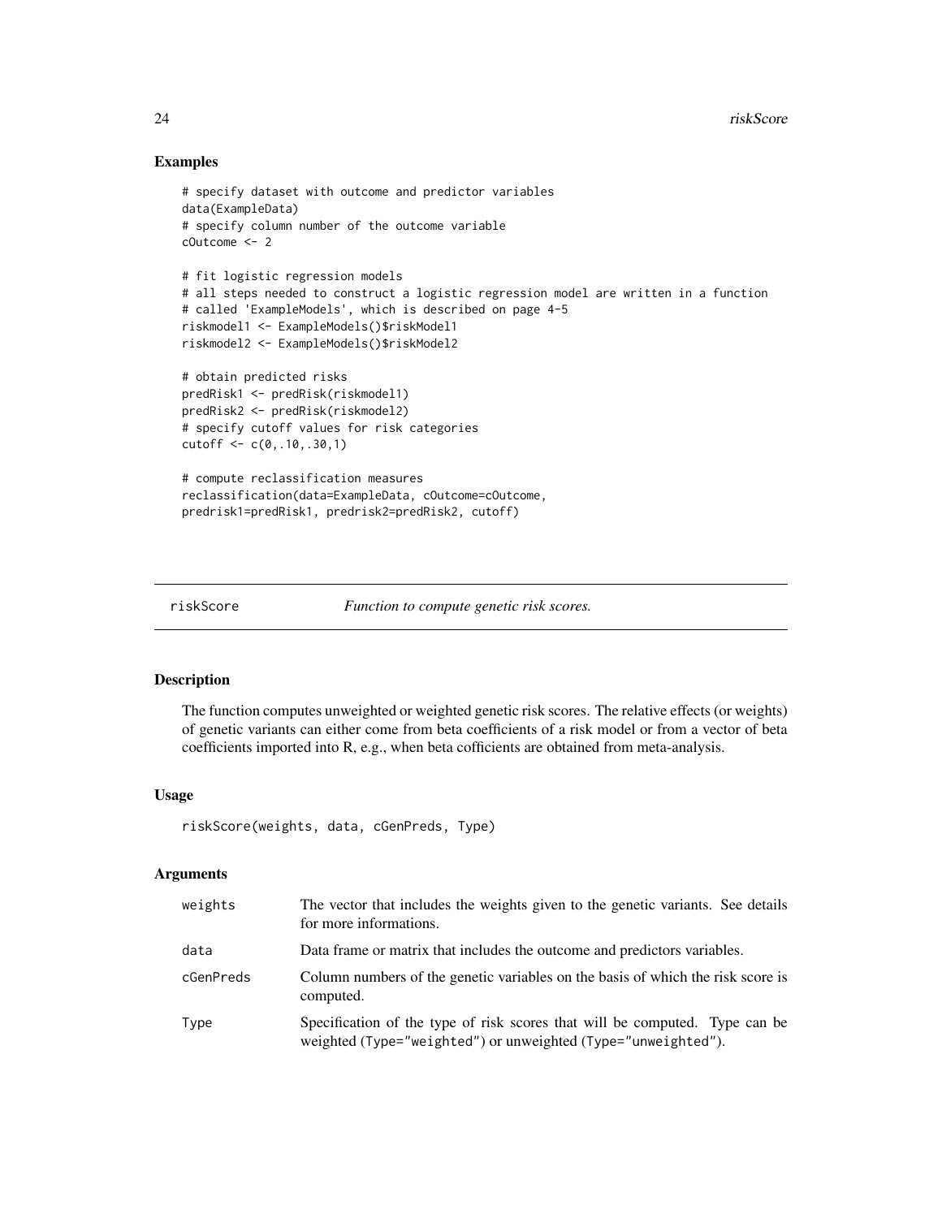## Examples

```
# specify dataset with outcome and predictor variables
data(ExampleData)
# specify column number of the outcome variable
cOutcome <- 2

# fit logistic regression models
# all steps needed to construct a logistic regression model are written in a function
# called 'ExampleModels', which is described on page 4-5
riskmodel1 <- ExampleModels()$riskModel1
riskmodel2 <- ExampleModels()$riskModel2

# obtain predicted risks
predRisk1 <- predRisk(riskmodel1)
predRisk2 <- predRisk(riskmodel2)
# specify cutoff values for risk categories
cutoff <- c(0,.10,.30,1)

# compute reclassification measures
reclassification(data=ExampleData, cOutcome=cOutcome,
predrisk1=predRisk1, predrisk2=predRisk2, cutoff)
```

---

# riskScore — *Function to compute genetic risk scores.*

## Description

The function computes unweighted or weighted genetic risk scores. The relative effects (or weights) of genetic variants can either come from beta coefficients of a risk model or from a vector of beta coefficients imported into R, e.g., when beta cofficients are obtained from meta-analysis.

## Usage

```
riskScore(weights, data, cGenPreds, Type)
```

## Arguments

| | |
|---|---|
| `weights` | The vector that includes the weights given to the genetic variants. See details for more informations. |
| `data` | Data frame or matrix that includes the outcome and predictors variables. |
| `cGenPreds` | Column numbers of the genetic variables on the basis of which the risk score is computed. |
| `Type` | Specification of the type of risk scores that will be computed. Type can be weighted (`Type="weighted"`) or unweighted (`Type="unweighted"`). |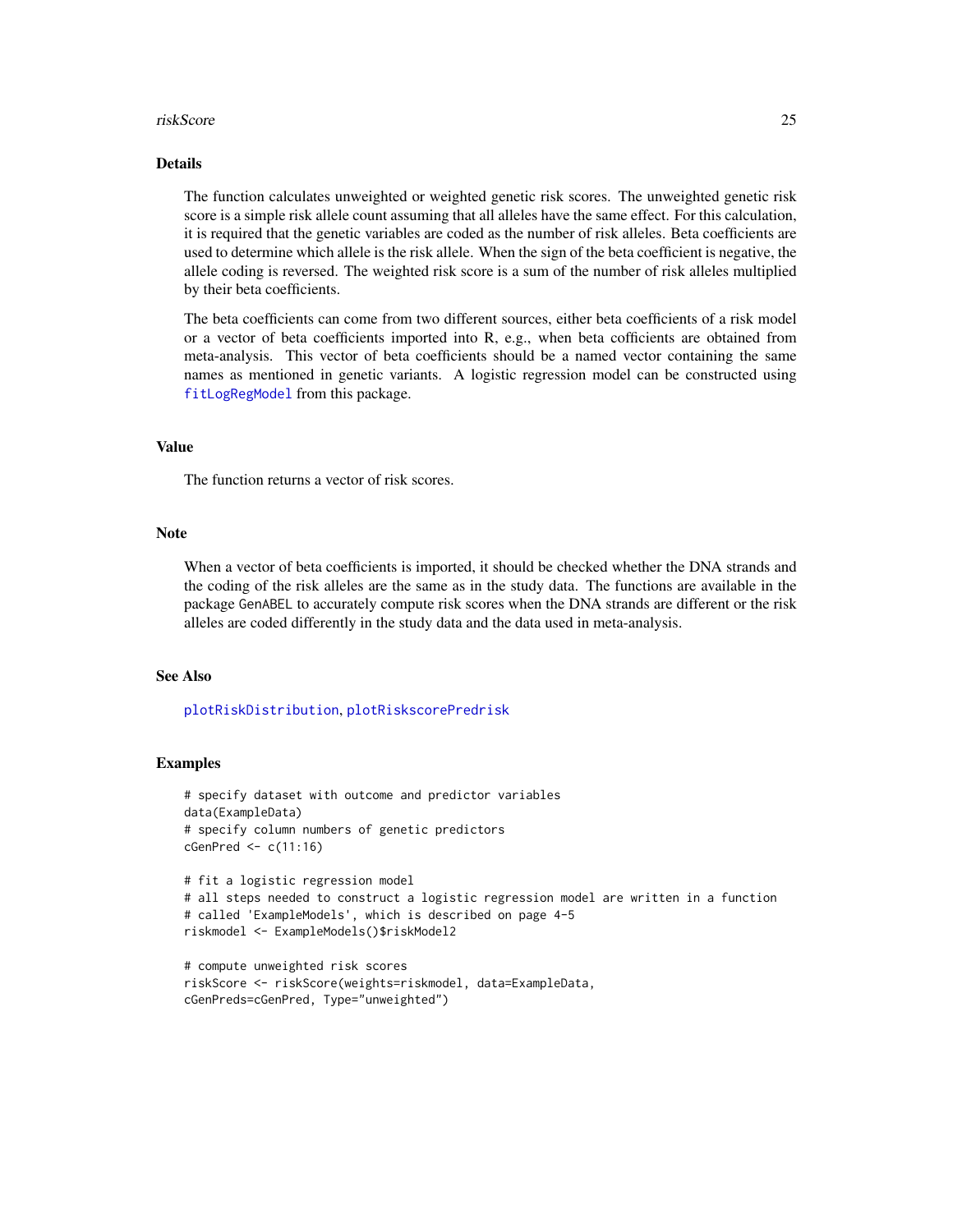## Details

The function calculates unweighted or weighted genetic risk scores. The unweighted genetic risk score is a simple risk allele count assuming that all alleles have the same effect. For this calculation, it is required that the genetic variables are coded as the number of risk alleles. Beta coefficients are used to determine which allele is the risk allele. When the sign of the beta coefficient is negative, the allele coding is reversed. The weighted risk score is a sum of the number of risk alleles multiplied by their beta coefficients.

The beta coefficients can come from two different sources, either beta coefficients of a risk model or a vector of beta coefficients imported into R, e.g., when beta cofficients are obtained from meta-analysis. This vector of beta coefficients should be a named vector containing the same names as mentioned in genetic variants. A logistic regression model can be constructed using `fitLogRegModel` from this package.

## Value

The function returns a vector of risk scores.

## Note

When a vector of beta coefficients is imported, it should be checked whether the DNA strands and the coding of the risk alleles are the same as in the study data. The functions are available in the package GenABEL to accurately compute risk scores when the DNA strands are different or the risk alleles are coded differently in the study data and the data used in meta-analysis.

## See Also

`plotRiskDistribution`, `plotRiskscorePredrisk`

## Examples

```
# specify dataset with outcome and predictor variables
data(ExampleData)
# specify column numbers of genetic predictors
cGenPred <- c(11:16)

# fit a logistic regression model
# all steps needed to construct a logistic regression model are written in a function
# called 'ExampleModels', which is described on page 4-5
riskmodel <- ExampleModels()$riskModel2

# compute unweighted risk scores
riskScore <- riskScore(weights=riskmodel, data=ExampleData,
cGenPreds=cGenPred, Type="unweighted")
```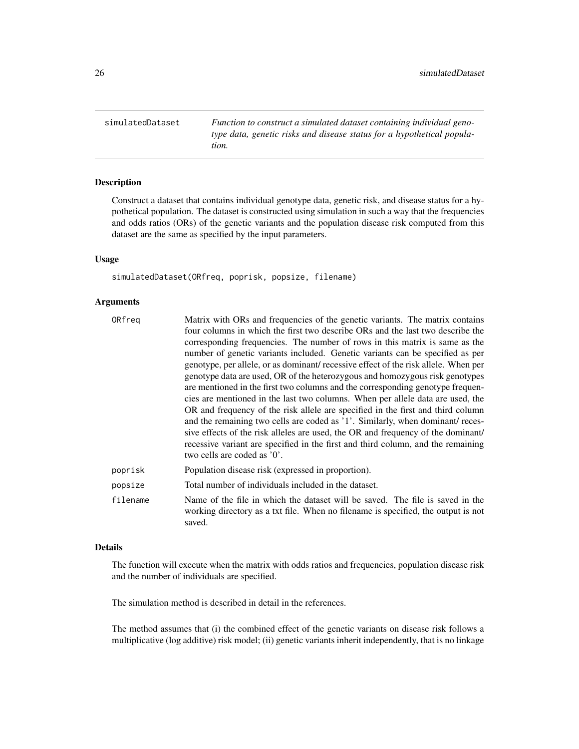simulatedDataset — *Function to construct a simulated dataset containing individual genotype data, genetic risks and disease status for a hypothetical population.*

## Description

Construct a dataset that contains individual genotype data, genetic risk, and disease status for a hypothetical population. The dataset is constructed using simulation in such a way that the frequencies and odds ratios (ORs) of the genetic variants and the population disease risk computed from this dataset are the same as specified by the input parameters.

## Usage

```
simulatedDataset(ORfreq, poprisk, popsize, filename)
```

## Arguments

| | |
|---|---|
| ORfreq | Matrix with ORs and frequencies of the genetic variants. The matrix contains four columns in which the first two describe ORs and the last two describe the corresponding frequencies. The number of rows in this matrix is same as the number of genetic variants included. Genetic variants can be specified as per genotype, per allele, or as dominant/ recessive effect of the risk allele. When per genotype data are used, OR of the heterozygous and homozygous risk genotypes are mentioned in the first two columns and the corresponding genotype frequencies are mentioned in the last two columns. When per allele data are used, the OR and frequency of the risk allele are specified in the first and third column and the remaining two cells are coded as '1'. Similarly, when dominant/ recessive effects of the risk alleles are used, the OR and frequency of the dominant/ recessive variant are specified in the first and third column, and the remaining two cells are coded as '0'. |
| poprisk | Population disease risk (expressed in proportion). |
| popsize | Total number of individuals included in the dataset. |
| filename | Name of the file in which the dataset will be saved. The file is saved in the working directory as a txt file. When no filename is specified, the output is not saved. |

## Details

The function will execute when the matrix with odds ratios and frequencies, population disease risk and the number of individuals are specified.

The simulation method is described in detail in the references.

The method assumes that (i) the combined effect of the genetic variants on disease risk follows a multiplicative (log additive) risk model; (ii) genetic variants inherit independently, that is no linkage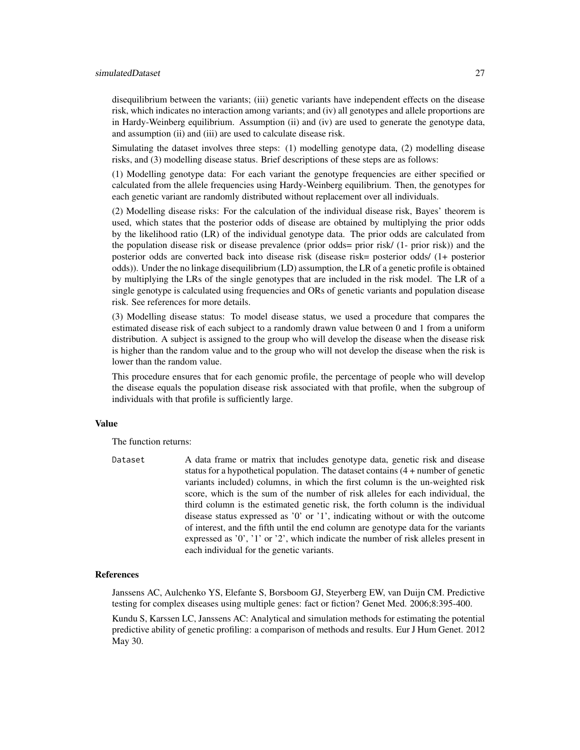disequilibrium between the variants; (iii) genetic variants have independent effects on the disease risk, which indicates no interaction among variants; and (iv) all genotypes and allele proportions are in Hardy-Weinberg equilibrium. Assumption (ii) and (iv) are used to generate the genotype data, and assumption (ii) and (iii) are used to calculate disease risk.

Simulating the dataset involves three steps: (1) modelling genotype data, (2) modelling disease risks, and (3) modelling disease status. Brief descriptions of these steps are as follows:

(1) Modelling genotype data: For each variant the genotype frequencies are either specified or calculated from the allele frequencies using Hardy-Weinberg equilibrium. Then, the genotypes for each genetic variant are randomly distributed without replacement over all individuals.

(2) Modelling disease risks: For the calculation of the individual disease risk, Bayes' theorem is used, which states that the posterior odds of disease are obtained by multiplying the prior odds by the likelihood ratio (LR) of the individual genotype data. The prior odds are calculated from the population disease risk or disease prevalence (prior odds= prior risk/ (1- prior risk)) and the posterior odds are converted back into disease risk (disease risk= posterior odds/ (1+ posterior odds)). Under the no linkage disequilibrium (LD) assumption, the LR of a genetic profile is obtained by multiplying the LRs of the single genotypes that are included in the risk model. The LR of a single genotype is calculated using frequencies and ORs of genetic variants and population disease risk. See references for more details.

(3) Modelling disease status: To model disease status, we used a procedure that compares the estimated disease risk of each subject to a randomly drawn value between 0 and 1 from a uniform distribution. A subject is assigned to the group who will develop the disease when the disease risk is higher than the random value and to the group who will not develop the disease when the risk is lower than the random value.

This procedure ensures that for each genomic profile, the percentage of people who will develop the disease equals the population disease risk associated with that profile, when the subgroup of individuals with that profile is sufficiently large.

### Value

The function returns:

`Dataset` A data frame or matrix that includes genotype data, genetic risk and disease status for a hypothetical population. The dataset contains (4 + number of genetic variants included) columns, in which the first column is the un-weighted risk score, which is the sum of the number of risk alleles for each individual, the third column is the estimated genetic risk, the forth column is the individual disease status expressed as '0' or '1', indicating without or with the outcome of interest, and the fifth until the end column are genotype data for the variants expressed as '0', '1' or '2', which indicate the number of risk alleles present in each individual for the genetic variants.

### References

Janssens AC, Aulchenko YS, Elefante S, Borsboom GJ, Steyerberg EW, van Duijn CM. Predictive testing for complex diseases using multiple genes: fact or fiction? Genet Med. 2006;8:395-400.

Kundu S, Karssen LC, Janssens AC: Analytical and simulation methods for estimating the potential predictive ability of genetic profiling: a comparison of methods and results. Eur J Hum Genet. 2012 May 30.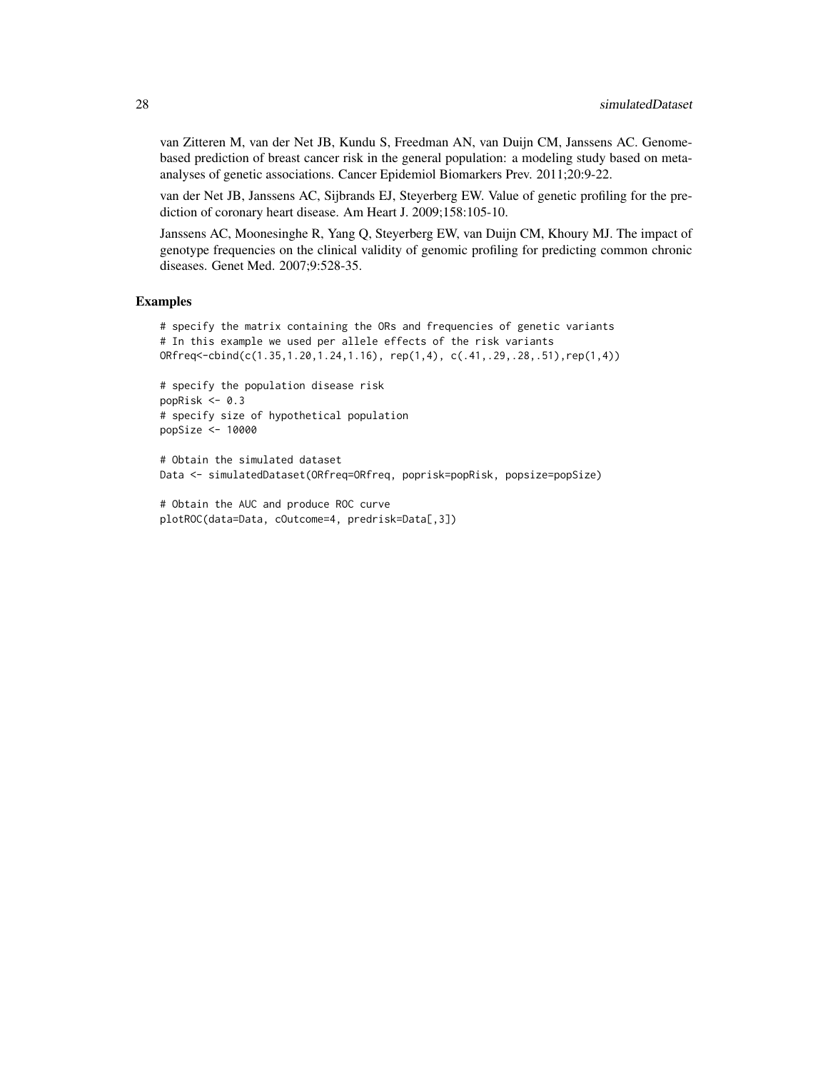van Zitteren M, van der Net JB, Kundu S, Freedman AN, van Duijn CM, Janssens AC. Genome-based prediction of breast cancer risk in the general population: a modeling study based on meta-analyses of genetic associations. Cancer Epidemiol Biomarkers Prev. 2011;20:9-22.

van der Net JB, Janssens AC, Sijbrands EJ, Steyerberg EW. Value of genetic profiling for the prediction of coronary heart disease. Am Heart J. 2009;158:105-10.

Janssens AC, Moonesinghe R, Yang Q, Steyerberg EW, van Duijn CM, Khoury MJ. The impact of genotype frequencies on the clinical validity of genomic profiling for predicting common chronic diseases. Genet Med. 2007;9:528-35.

## Examples

```
# specify the matrix containing the ORs and frequencies of genetic variants
# In this example we used per allele effects of the risk variants
ORfreq<-cbind(c(1.35,1.20,1.24,1.16), rep(1,4), c(.41,.29,.28,.51),rep(1,4))

# specify the population disease risk
popRisk <- 0.3
# specify size of hypothetical population
popSize <- 10000

# Obtain the simulated dataset
Data <- simulatedDataset(ORfreq=ORfreq, poprisk=popRisk, popsize=popSize)

# Obtain the AUC and produce ROC curve
plotROC(data=Data, cOutcome=4, predrisk=Data[,3])
```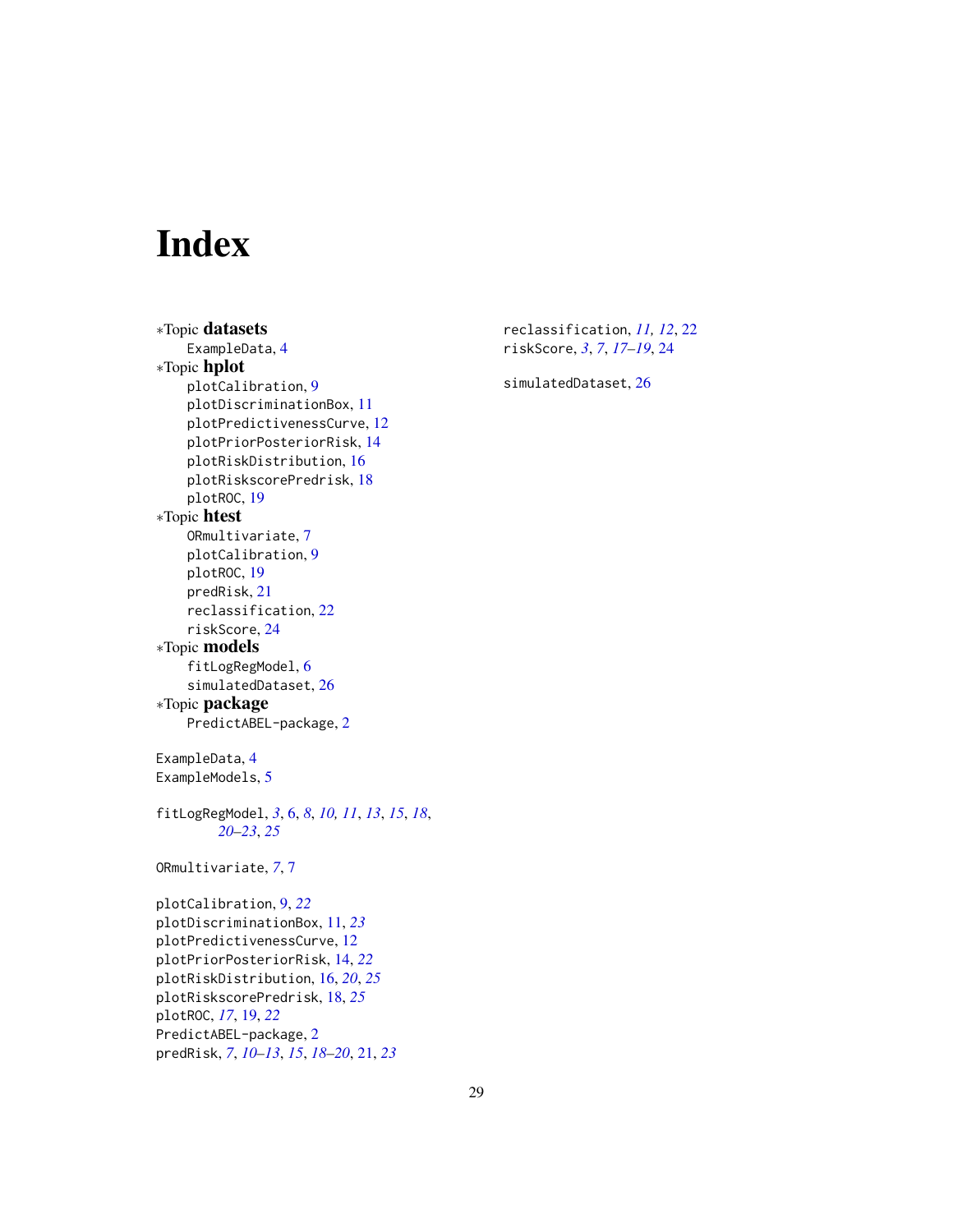# Index

*Topic **datasets**
  ExampleData, 4
*Topic **hplot**
  plotCalibration, 9
  plotDiscriminationBox, 11
  plotPredictivenessCurve, 12
  plotPriorPosteriorRisk, 14
  plotRiskDistribution, 16
  plotRiskscorePredrisk, 18
  plotROC, 19
*Topic **htest**
  ORmultivariate, 7
  plotCalibration, 9
  plotROC, 19
  predRisk, 21
  reclassification, 22
  riskScore, 24
*Topic **models**
  fitLogRegModel, 6
  simulatedDataset, 26
*Topic **package**
  PredictABEL-package, 2

ExampleData, 4
ExampleModels, 5

fitLogRegModel, *3*, 6, *8*, *10, 11*, *13*, *15*, *18*, *20–23*, *25*

ORmultivariate, *7*, 7

plotCalibration, 9, *22*
plotDiscriminationBox, 11, *23*
plotPredictivenessCurve, 12
plotPriorPosteriorRisk, 14, *22*
plotRiskDistribution, 16, *20*, *25*
plotRiskscorePredrisk, 18, *25*
plotROC, *17*, 19, *22*
PredictABEL-package, 2
predRisk, *7*, *10–13*, *15*, *18–20*, 21, *23*

reclassification, *11, 12*, 22
riskScore, *3*, *7*, *17–19*, 24

simulatedDataset, 26